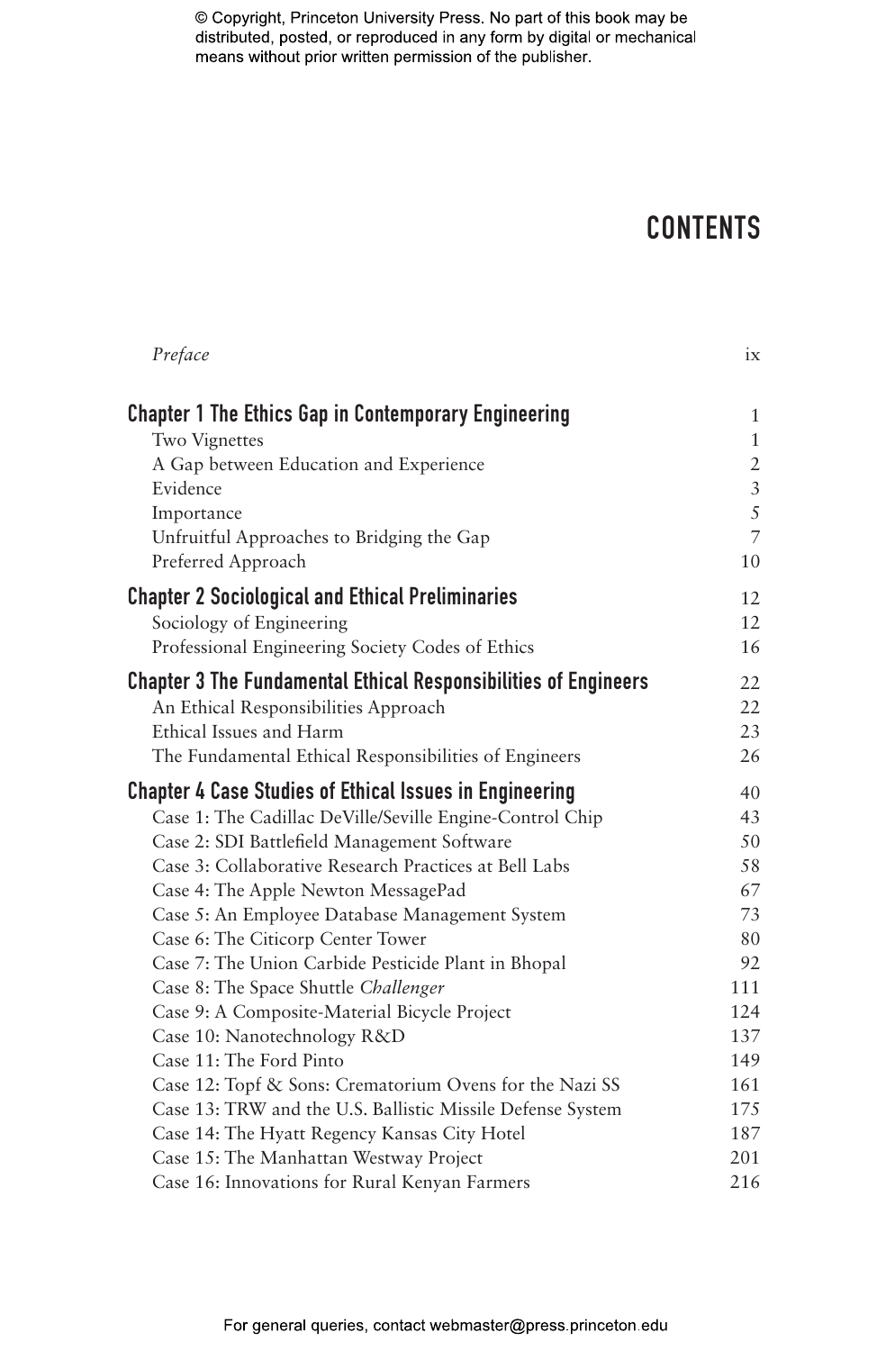© Copyright, Princeton University Press. No part of this book may be distributed, posted, or reproduced in any form by digital or mechanical means without prior written permission of the publisher.

# CONTENTS

| | |
|---|---|
| *Preface* | ix |
| **Chapter 1 The Ethics Gap in Contemporary Engineering** | 1 |
| Two Vignettes | 1 |
| A Gap between Education and Experience | 2 |
| Evidence | 3 |
| Importance | 5 |
| Unfruitful Approaches to Bridging the Gap | 7 |
| Preferred Approach | 10 |
| **Chapter 2 Sociological and Ethical Preliminaries** | 12 |
| Sociology of Engineering | 12 |
| Professional Engineering Society Codes of Ethics | 16 |
| **Chapter 3 The Fundamental Ethical Responsibilities of Engineers** | 22 |
| An Ethical Responsibilities Approach | 22 |
| Ethical Issues and Harm | 23 |
| The Fundamental Ethical Responsibilities of Engineers | 26 |
| **Chapter 4 Case Studies of Ethical Issues in Engineering** | 40 |
| Case 1: The Cadillac DeVille/Seville Engine-Control Chip | 43 |
| Case 2: SDI Battlefield Management Software | 50 |
| Case 3: Collaborative Research Practices at Bell Labs | 58 |
| Case 4: The Apple Newton MessagePad | 67 |
| Case 5: An Employee Database Management System | 73 |
| Case 6: The Citicorp Center Tower | 80 |
| Case 7: The Union Carbide Pesticide Plant in Bhopal | 92 |
| Case 8: The Space Shuttle *Challenger* | 111 |
| Case 9: A Composite-Material Bicycle Project | 124 |
| Case 10: Nanotechnology R&D | 137 |
| Case 11: The Ford Pinto | 149 |
| Case 12: Topf & Sons: Crematorium Ovens for the Nazi SS | 161 |
| Case 13: TRW and the U.S. Ballistic Missile Defense System | 175 |
| Case 14: The Hyatt Regency Kansas City Hotel | 187 |
| Case 15: The Manhattan Westway Project | 201 |
| Case 16: Innovations for Rural Kenyan Farmers | 216 |

For general queries, contact webmaster@press.princeton.edu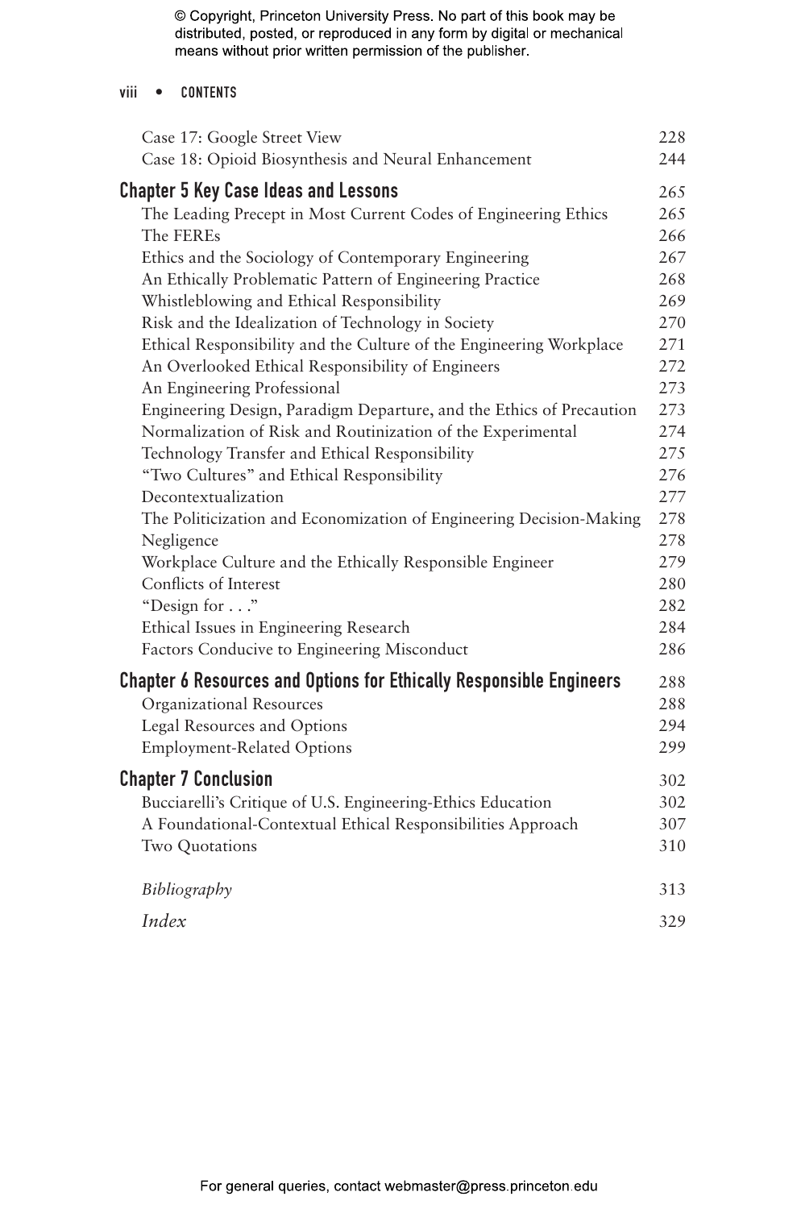Case 17: Google Street View 228
Case 18: Opioid Biosynthesis and Neural Enhancement 244

## Chapter 5 Key Case Ideas and Lessons 265

The Leading Precept in Most Current Codes of Engineering Ethics 265
The FEREs 266
Ethics and the Sociology of Contemporary Engineering 267
An Ethically Problematic Pattern of Engineering Practice 268
Whistleblowing and Ethical Responsibility 269
Risk and the Idealization of Technology in Society 270
Ethical Responsibility and the Culture of the Engineering Workplace 271
An Overlooked Ethical Responsibility of Engineers 272
An Engineering Professional 273
Engineering Design, Paradigm Departure, and the Ethics of Precaution 273
Normalization of Risk and Routinization of the Experimental 274
Technology Transfer and Ethical Responsibility 275
"Two Cultures" and Ethical Responsibility 276
Decontextualization 277
The Politicization and Economization of Engineering Decision-Making 278
Negligence 278
Workplace Culture and the Ethically Responsible Engineer 279
Conflicts of Interest 280
"Design for . . ." 282
Ethical Issues in Engineering Research 284
Factors Conducive to Engineering Misconduct 286

## Chapter 6 Resources and Options for Ethically Responsible Engineers 288

Organizational Resources 288
Legal Resources and Options 294
Employment-Related Options 299

## Chapter 7 Conclusion 302

Bucciarelli's Critique of U.S. Engineering-Ethics Education 302
A Foundational-Contextual Ethical Responsibilities Approach 307
Two Quotations 310

*Bibliography* 313

*Index* 329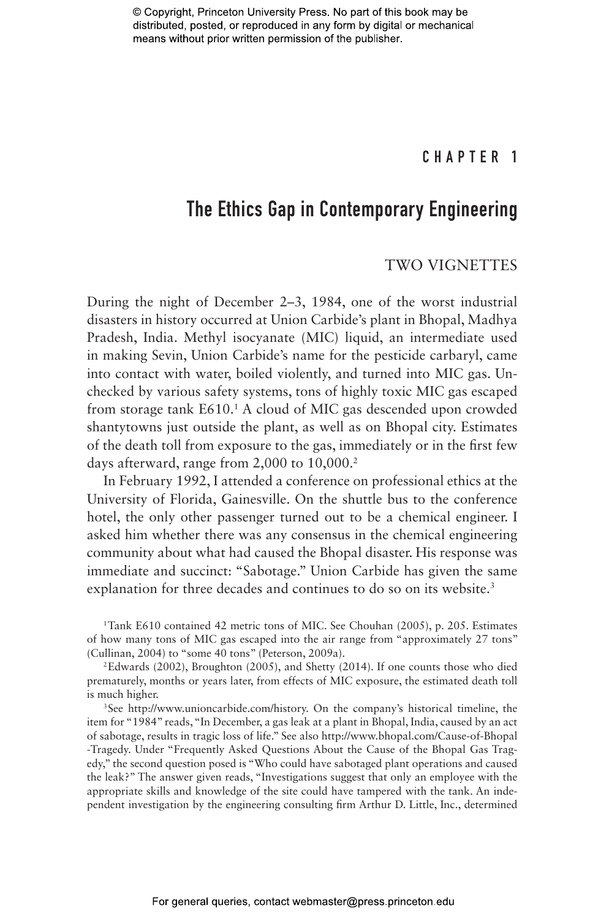# CHAPTER 1

# The Ethics Gap in Contemporary Engineering

## TWO VIGNETTES

During the night of December 2–3, 1984, one of the worst industrial disasters in history occurred at Union Carbide's plant in Bhopal, Madhya Pradesh, India. Methyl isocyanate (MIC) liquid, an intermediate used in making Sevin, Union Carbide's name for the pesticide carbaryl, came into contact with water, boiled violently, and turned into MIC gas. Unchecked by various safety systems, tons of highly toxic MIC gas escaped from storage tank E610.[1] A cloud of MIC gas descended upon crowded shantytowns just outside the plant, as well as on Bhopal city. Estimates of the death toll from exposure to the gas, immediately or in the first few days afterward, range from 2,000 to 10,000.[2]

In February 1992, I attended a conference on professional ethics at the University of Florida, Gainesville. On the shuttle bus to the conference hotel, the only other passenger turned out to be a chemical engineer. I asked him whether there was any consensus in the chemical engineering community about what had caused the Bhopal disaster. His response was immediate and succinct: "Sabotage." Union Carbide has given the same explanation for three decades and continues to do so on its website.[3]

---

[1]Tank E610 contained 42 metric tons of MIC. See Chouhan (2005), p. 205. Estimates of how many tons of MIC gas escaped into the air range from "approximately 27 tons" (Cullinan, 2004) to "some 40 tons" (Peterson, 2009a).

[2]Edwards (2002), Broughton (2005), and Shetty (2014). If one counts those who died prematurely, months or years later, from effects of MIC exposure, the estimated death toll is much higher.

[3]See http://www.unioncarbide.com/history. On the company's historical timeline, the item for "1984" reads, "In December, a gas leak at a plant in Bhopal, India, caused by an act of sabotage, results in tragic loss of life." See also http://www.bhopal.com/Cause-of-Bhopal-Tragedy. Under "Frequently Asked Questions About the Cause of the Bhopal Gas Tragedy," the second question posed is "Who could have sabotaged plant operations and caused the leak?" The answer given reads, "Investigations suggest that only an employee with the appropriate skills and knowledge of the site could have tampered with the tank. An independent investigation by the engineering consulting firm Arthur D. Little, Inc., determined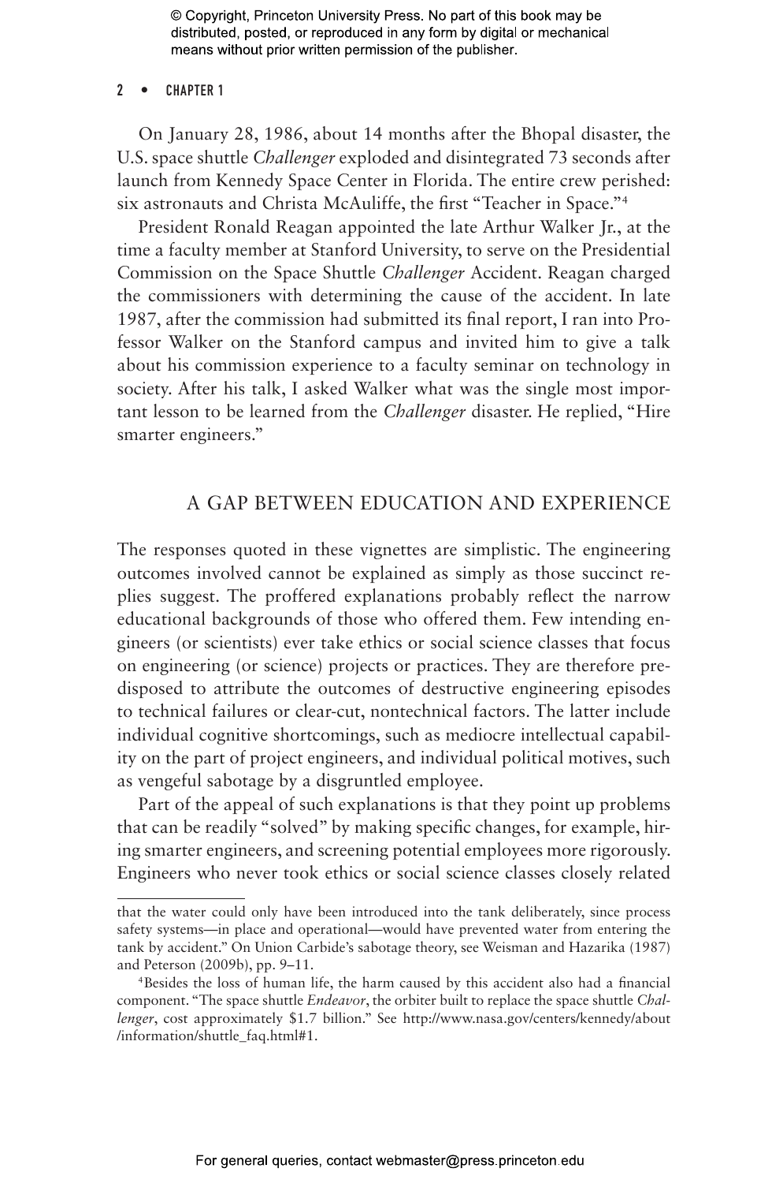On January 28, 1986, about 14 months after the Bhopal disaster, the U.S. space shuttle *Challenger* exploded and disintegrated 73 seconds after launch from Kennedy Space Center in Florida. The entire crew perished: six astronauts and Christa McAuliffe, the first "Teacher in Space."[4]

President Ronald Reagan appointed the late Arthur Walker Jr., at the time a faculty member at Stanford University, to serve on the Presidential Commission on the Space Shuttle *Challenger* Accident. Reagan charged the commissioners with determining the cause of the accident. In late 1987, after the commission had submitted its final report, I ran into Professor Walker on the Stanford campus and invited him to give a talk about his commission experience to a faculty seminar on technology in society. After his talk, I asked Walker what was the single most important lesson to be learned from the *Challenger* disaster. He replied, "Hire smarter engineers."

## A GAP BETWEEN EDUCATION AND EXPERIENCE

The responses quoted in these vignettes are simplistic. The engineering outcomes involved cannot be explained as simply as those succinct replies suggest. The proffered explanations probably reflect the narrow educational backgrounds of those who offered them. Few intending engineers (or scientists) ever take ethics or social science classes that focus on engineering (or science) projects or practices. They are therefore predisposed to attribute the outcomes of destructive engineering episodes to technical failures or clear-cut, nontechnical factors. The latter include individual cognitive shortcomings, such as mediocre intellectual capability on the part of project engineers, and individual political motives, such as vengeful sabotage by a disgruntled employee.

Part of the appeal of such explanations is that they point up problems that can be readily "solved" by making specific changes, for example, hiring smarter engineers, and screening potential employees more rigorously. Engineers who never took ethics or social science classes closely related

---

that the water could only have been introduced into the tank deliberately, since process safety systems—in place and operational—would have prevented water from entering the tank by accident." On Union Carbide's sabotage theory, see Weisman and Hazarika (1987) and Peterson (2009b), pp. 9–11.

[4] Besides the loss of human life, the harm caused by this accident also had a financial component. "The space shuttle *Endeavor*, the orbiter built to replace the space shuttle *Challenger*, cost approximately $1.7 billion." See http://www.nasa.gov/centers/kennedy/about/information/shuttle_faq.html#1.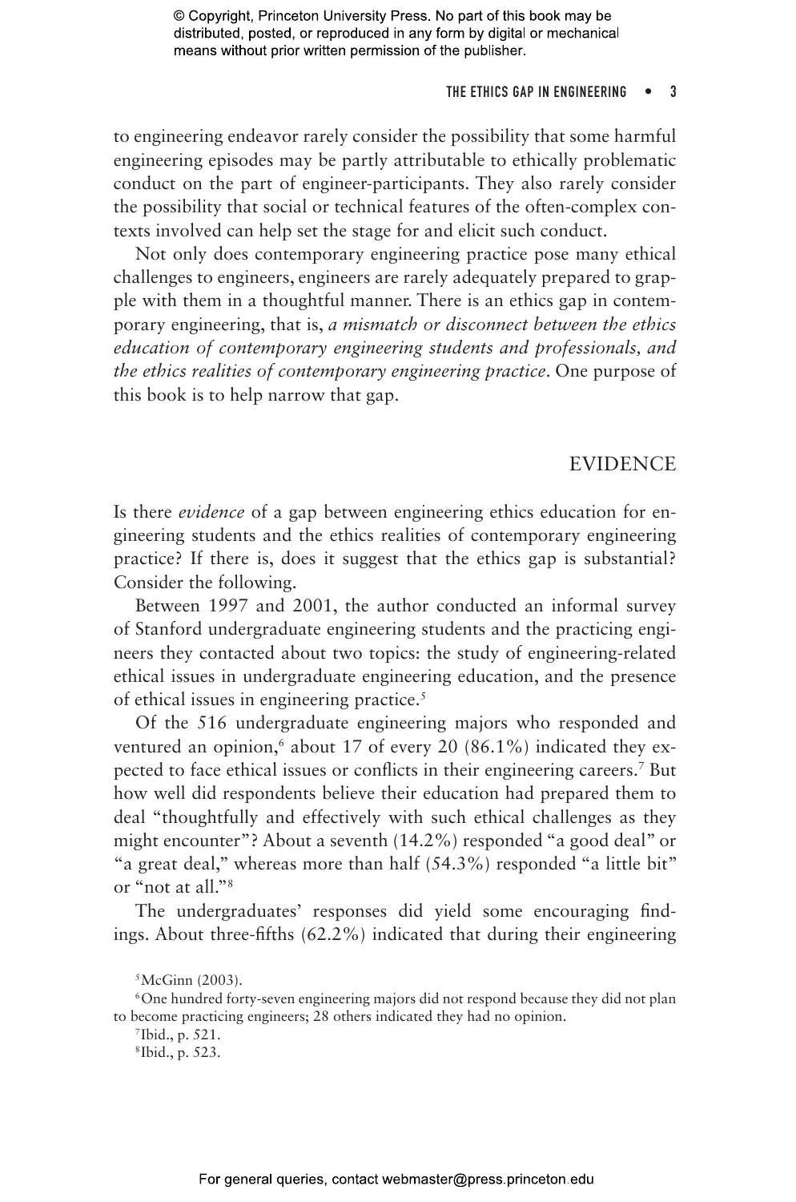to engineering endeavor rarely consider the possibility that some harmful engineering episodes may be partly attributable to ethically problematic conduct on the part of engineer-participants. They also rarely consider the possibility that social or technical features of the often-complex contexts involved can help set the stage for and elicit such conduct.

Not only does contemporary engineering practice pose many ethical challenges to engineers, engineers are rarely adequately prepared to grapple with them in a thoughtful manner. There is an ethics gap in contemporary engineering, that is, *a mismatch or disconnect between the ethics education of contemporary engineering students and professionals, and the ethics realities of contemporary engineering practice*. One purpose of this book is to help narrow that gap.

## EVIDENCE

Is there *evidence* of a gap between engineering ethics education for engineering students and the ethics realities of contemporary engineering practice? If there is, does it suggest that the ethics gap is substantial? Consider the following.

Between 1997 and 2001, the author conducted an informal survey of Stanford undergraduate engineering students and the practicing engineers they contacted about two topics: the study of engineering-related ethical issues in undergraduate engineering education, and the presence of ethical issues in engineering practice.[5]

Of the 516 undergraduate engineering majors who responded and ventured an opinion,[6] about 17 of every 20 (86.1%) indicated they expected to face ethical issues or conflicts in their engineering careers.[7] But how well did respondents believe their education had prepared them to deal "thoughtfully and effectively with such ethical challenges as they might encounter"? About a seventh (14.2%) responded "a good deal" or "a great deal," whereas more than half (54.3%) responded "a little bit" or "not at all."[8]

The undergraduates' responses did yield some encouraging findings. About three-fifths (62.2%) indicated that during their engineering

[5] McGinn (2003).

[6] One hundred forty-seven engineering majors did not respond because they did not plan to become practicing engineers; 28 others indicated they had no opinion.

[7] Ibid., p. 521.

[8] Ibid., p. 523.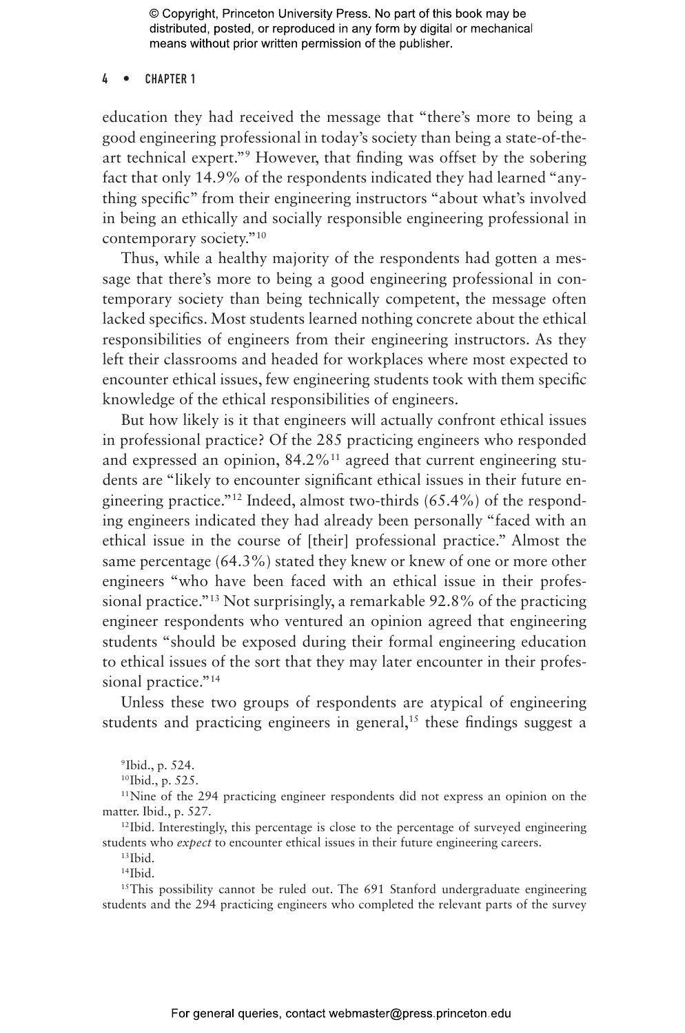education they had received the message that "there's more to being a good engineering professional in today's society than being a state-of-the-art technical expert."[9] However, that finding was offset by the sobering fact that only 14.9% of the respondents indicated they had learned "anything specific" from their engineering instructors "about what's involved in being an ethically and socially responsible engineering professional in contemporary society."[10]

Thus, while a healthy majority of the respondents had gotten a message that there's more to being a good engineering professional in contemporary society than being technically competent, the message often lacked specifics. Most students learned nothing concrete about the ethical responsibilities of engineers from their engineering instructors. As they left their classrooms and headed for workplaces where most expected to encounter ethical issues, few engineering students took with them specific knowledge of the ethical responsibilities of engineers.

But how likely is it that engineers will actually confront ethical issues in professional practice? Of the 285 practicing engineers who responded and expressed an opinion, 84.2%[11] agreed that current engineering students are "likely to encounter significant ethical issues in their future engineering practice."[12] Indeed, almost two-thirds (65.4%) of the responding engineers indicated they had already been personally "faced with an ethical issue in the course of [their] professional practice." Almost the same percentage (64.3%) stated they knew or knew of one or more other engineers "who have been faced with an ethical issue in their professional practice."[13] Not surprisingly, a remarkable 92.8% of the practicing engineer respondents who ventured an opinion agreed that engineering students "should be exposed during their formal engineering education to ethical issues of the sort that they may later encounter in their professional practice."[14]

Unless these two groups of respondents are atypical of engineering students and practicing engineers in general,[15] these findings suggest a

[9] Ibid., p. 524.

[10] Ibid., p. 525.

[11] Nine of the 294 practicing engineer respondents did not express an opinion on the matter. Ibid., p. 527.

[12] Ibid. Interestingly, this percentage is close to the percentage of surveyed engineering students who *expect* to encounter ethical issues in their future engineering careers.

[13] Ibid.

[14] Ibid.

[15] This possibility cannot be ruled out. The 691 Stanford undergraduate engineering students and the 294 practicing engineers who completed the relevant parts of the survey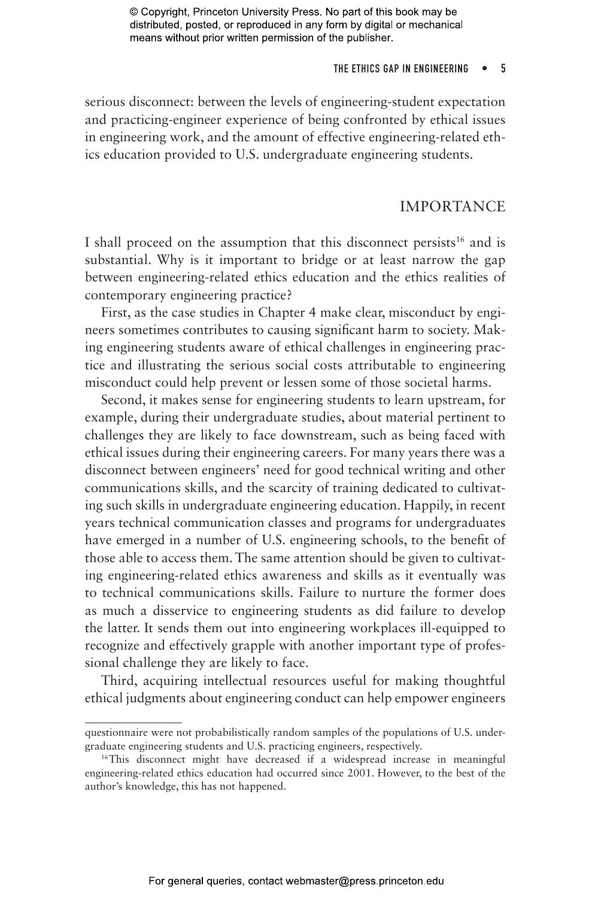serious disconnect: between the levels of engineering-student expectation and practicing-engineer experience of being confronted by ethical issues in engineering work, and the amount of effective engineering-related ethics education provided to U.S. undergraduate engineering students.

## IMPORTANCE

I shall proceed on the assumption that this disconnect persists[16] and is substantial. Why is it important to bridge or at least narrow the gap between engineering-related ethics education and the ethics realities of contemporary engineering practice?

First, as the case studies in Chapter 4 make clear, misconduct by engineers sometimes contributes to causing significant harm to society. Making engineering students aware of ethical challenges in engineering practice and illustrating the serious social costs attributable to engineering misconduct could help prevent or lessen some of those societal harms.

Second, it makes sense for engineering students to learn upstream, for example, during their undergraduate studies, about material pertinent to challenges they are likely to face downstream, such as being faced with ethical issues during their engineering careers. For many years there was a disconnect between engineers' need for good technical writing and other communications skills, and the scarcity of training dedicated to cultivating such skills in undergraduate engineering education. Happily, in recent years technical communication classes and programs for undergraduates have emerged in a number of U.S. engineering schools, to the benefit of those able to access them. The same attention should be given to cultivating engineering-related ethics awareness and skills as it eventually was to technical communications skills. Failure to nurture the former does as much a disservice to engineering students as did failure to develop the latter. It sends them out into engineering workplaces ill-equipped to recognize and effectively grapple with another important type of professional challenge they are likely to face.

Third, acquiring intellectual resources useful for making thoughtful ethical judgments about engineering conduct can help empower engineers

---

questionnaire were not probabilistically random samples of the populations of U.S. undergraduate engineering students and U.S. practicing engineers, respectively.

[16] This disconnect might have decreased if a widespread increase in meaningful engineering-related ethics education had occurred since 2001. However, to the best of the author's knowledge, this has not happened.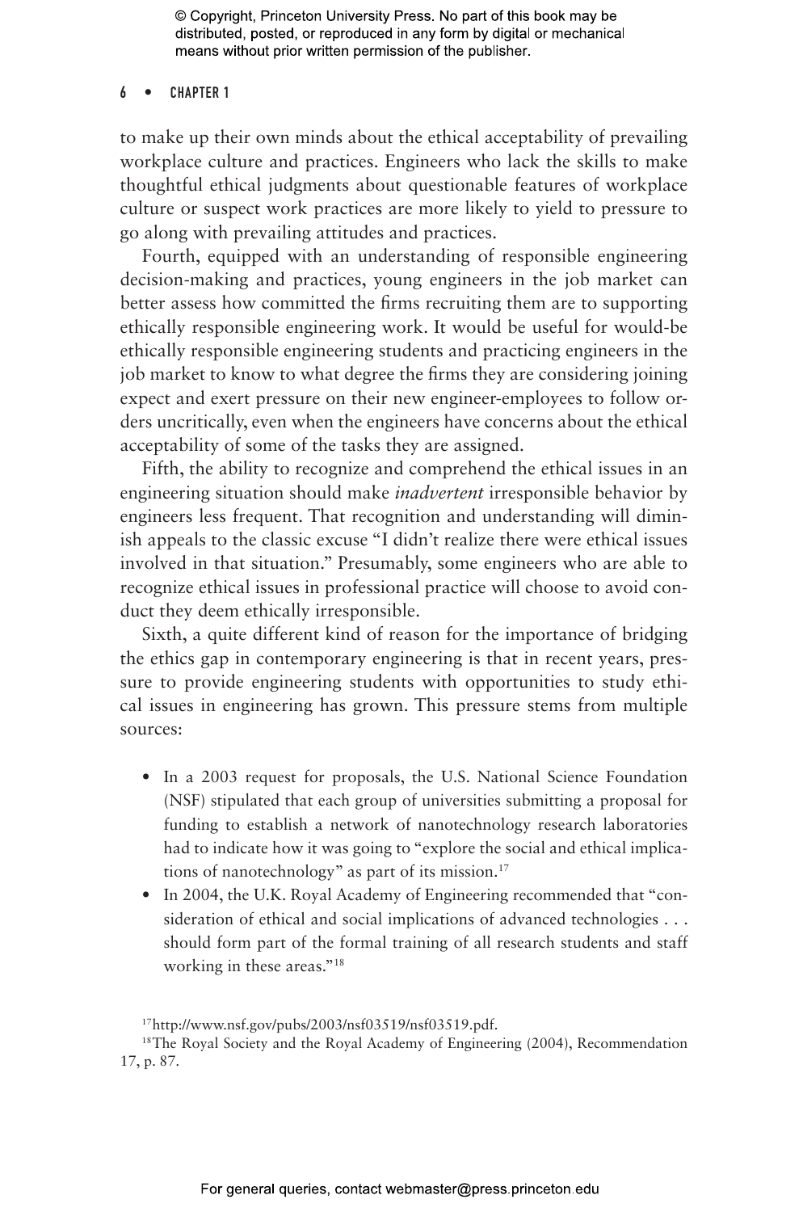to make up their own minds about the ethical acceptability of prevailing workplace culture and practices. Engineers who lack the skills to make thoughtful ethical judgments about questionable features of workplace culture or suspect work practices are more likely to yield to pressure to go along with prevailing attitudes and practices.

Fourth, equipped with an understanding of responsible engineering decision-making and practices, young engineers in the job market can better assess how committed the firms recruiting them are to supporting ethically responsible engineering work. It would be useful for would-be ethically responsible engineering students and practicing engineers in the job market to know to what degree the firms they are considering joining expect and exert pressure on their new engineer-employees to follow orders uncritically, even when the engineers have concerns about the ethical acceptability of some of the tasks they are assigned.

Fifth, the ability to recognize and comprehend the ethical issues in an engineering situation should make *inadvertent* irresponsible behavior by engineers less frequent. That recognition and understanding will diminish appeals to the classic excuse "I didn't realize there were ethical issues involved in that situation." Presumably, some engineers who are able to recognize ethical issues in professional practice will choose to avoid conduct they deem ethically irresponsible.

Sixth, a quite different kind of reason for the importance of bridging the ethics gap in contemporary engineering is that in recent years, pressure to provide engineering students with opportunities to study ethical issues in engineering has grown. This pressure stems from multiple sources:

- In a 2003 request for proposals, the U.S. National Science Foundation (NSF) stipulated that each group of universities submitting a proposal for funding to establish a network of nanotechnology research laboratories had to indicate how it was going to "explore the social and ethical implications of nanotechnology" as part of its mission.[17]
- In 2004, the U.K. Royal Academy of Engineering recommended that "consideration of ethical and social implications of advanced technologies . . . should form part of the formal training of all research students and staff working in these areas."[18]

[17] http://www.nsf.gov/pubs/2003/nsf03519/nsf03519.pdf.

[18] The Royal Society and the Royal Academy of Engineering (2004), Recommendation 17, p. 87.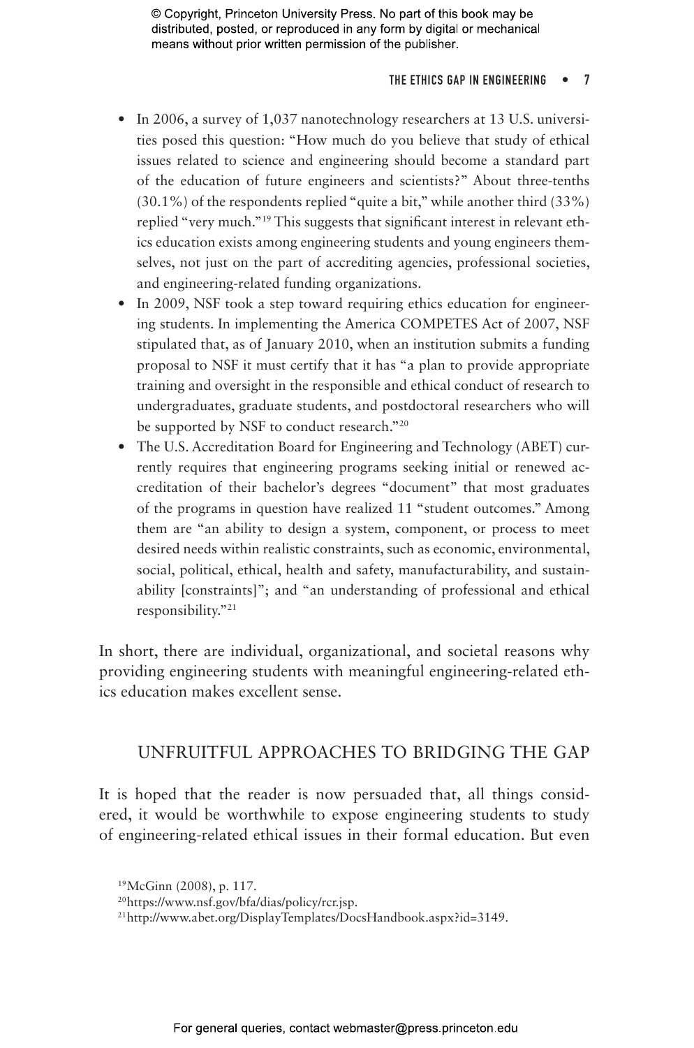- In 2006, a survey of 1,037 nanotechnology researchers at 13 U.S. universities posed this question: "How much do you believe that study of ethical issues related to science and engineering should become a standard part of the education of future engineers and scientists?" About three-tenths (30.1%) of the respondents replied "quite a bit," while another third (33%) replied "very much."[19] This suggests that significant interest in relevant ethics education exists among engineering students and young engineers themselves, not just on the part of accrediting agencies, professional societies, and engineering-related funding organizations.
- In 2009, NSF took a step toward requiring ethics education for engineering students. In implementing the America COMPETES Act of 2007, NSF stipulated that, as of January 2010, when an institution submits a funding proposal to NSF it must certify that it has "a plan to provide appropriate training and oversight in the responsible and ethical conduct of research to undergraduates, graduate students, and postdoctoral researchers who will be supported by NSF to conduct research."[20]
- The U.S. Accreditation Board for Engineering and Technology (ABET) currently requires that engineering programs seeking initial or renewed accreditation of their bachelor's degrees "document" that most graduates of the programs in question have realized 11 "student outcomes." Among them are "an ability to design a system, component, or process to meet desired needs within realistic constraints, such as economic, environmental, social, political, ethical, health and safety, manufacturability, and sustainability [constraints]"; and "an understanding of professional and ethical responsibility."[21]

In short, there are individual, organizational, and societal reasons why providing engineering students with meaningful engineering-related ethics education makes excellent sense.

## UNFRUITFUL APPROACHES TO BRIDGING THE GAP

It is hoped that the reader is now persuaded that, all things considered, it would be worthwhile to expose engineering students to study of engineering-related ethical issues in their formal education. But even

[19] McGinn (2008), p. 117.

[20] https://www.nsf.gov/bfa/dias/policy/rcr.jsp.

[21] http://www.abet.org/DisplayTemplates/DocsHandbook.aspx?id=3149.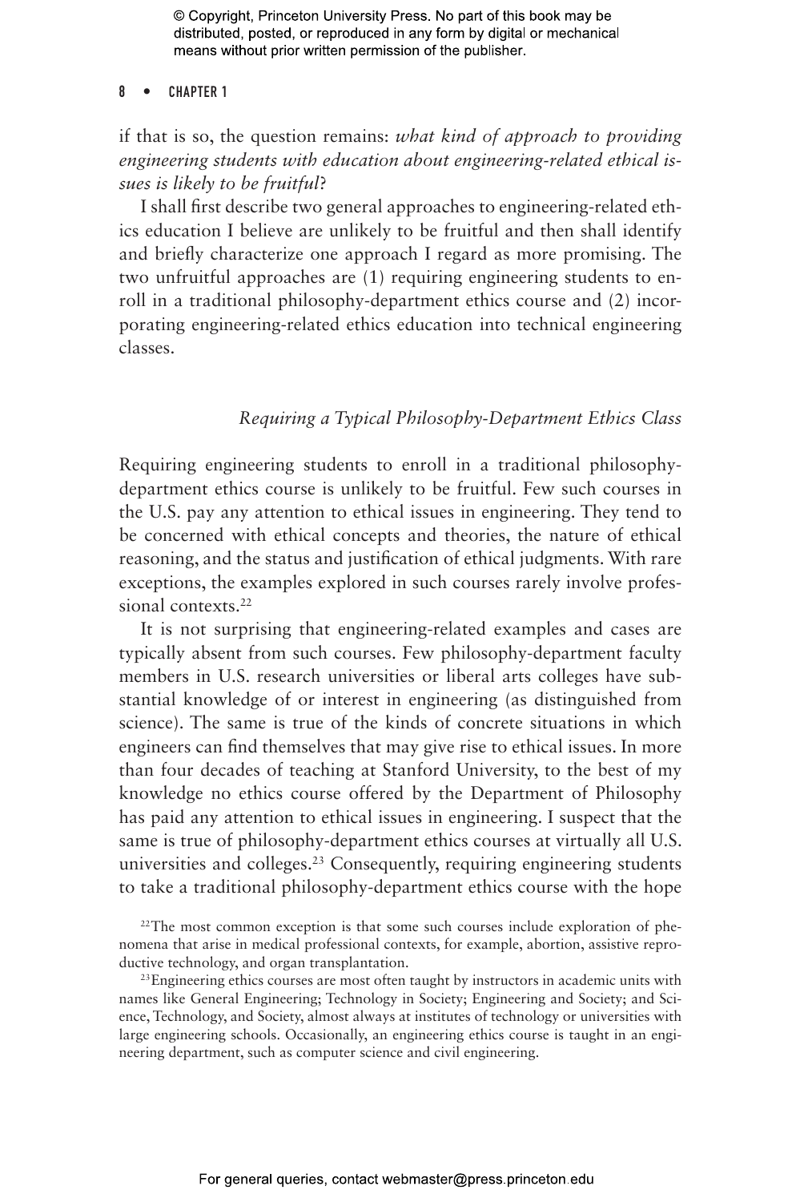if that is so, the question remains: *what kind of approach to providing engineering students with education about engineering-related ethical issues is likely to be fruitful*?

I shall first describe two general approaches to engineering-related ethics education I believe are unlikely to be fruitful and then shall identify and briefly characterize one approach I regard as more promising. The two unfruitful approaches are (1) requiring engineering students to enroll in a traditional philosophy-department ethics course and (2) incorporating engineering-related ethics education into technical engineering classes.

### *Requiring a Typical Philosophy-Department Ethics Class*

Requiring engineering students to enroll in a traditional philosophy-department ethics course is unlikely to be fruitful. Few such courses in the U.S. pay any attention to ethical issues in engineering. They tend to be concerned with ethical concepts and theories, the nature of ethical reasoning, and the status and justification of ethical judgments. With rare exceptions, the examples explored in such courses rarely involve professional contexts.[22]

It is not surprising that engineering-related examples and cases are typically absent from such courses. Few philosophy-department faculty members in U.S. research universities or liberal arts colleges have substantial knowledge of or interest in engineering (as distinguished from science). The same is true of the kinds of concrete situations in which engineers can find themselves that may give rise to ethical issues. In more than four decades of teaching at Stanford University, to the best of my knowledge no ethics course offered by the Department of Philosophy has paid any attention to ethical issues in engineering. I suspect that the same is true of philosophy-department ethics courses at virtually all U.S. universities and colleges.[23] Consequently, requiring engineering students to take a traditional philosophy-department ethics course with the hope

[22] The most common exception is that some such courses include exploration of phenomena that arise in medical professional contexts, for example, abortion, assistive reproductive technology, and organ transplantation.

[23] Engineering ethics courses are most often taught by instructors in academic units with names like General Engineering; Technology in Society; Engineering and Society; and Science, Technology, and Society, almost always at institutes of technology or universities with large engineering schools. Occasionally, an engineering ethics course is taught in an engineering department, such as computer science and civil engineering.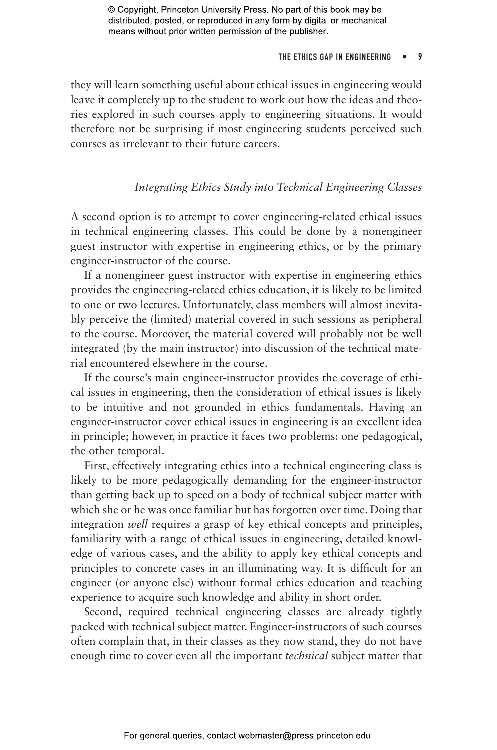they will learn something useful about ethical issues in engineering would leave it completely up to the student to work out how the ideas and theories explored in such courses apply to engineering situations. It would therefore not be surprising if most engineering students perceived such courses as irrelevant to their future careers.

### *Integrating Ethics Study into Technical Engineering Classes*

A second option is to attempt to cover engineering-related ethical issues in technical engineering classes. This could be done by a nonengineer guest instructor with expertise in engineering ethics, or by the primary engineer-instructor of the course.

If a nonengineer guest instructor with expertise in engineering ethics provides the engineering-related ethics education, it is likely to be limited to one or two lectures. Unfortunately, class members will almost inevitably perceive the (limited) material covered in such sessions as peripheral to the course. Moreover, the material covered will probably not be well integrated (by the main instructor) into discussion of the technical material encountered elsewhere in the course.

If the course's main engineer-instructor provides the coverage of ethical issues in engineering, then the consideration of ethical issues is likely to be intuitive and not grounded in ethics fundamentals. Having an engineer-instructor cover ethical issues in engineering is an excellent idea in principle; however, in practice it faces two problems: one pedagogical, the other temporal.

First, effectively integrating ethics into a technical engineering class is likely to be more pedagogically demanding for the engineer-instructor than getting back up to speed on a body of technical subject matter with which she or he was once familiar but has forgotten over time. Doing that integration *well* requires a grasp of key ethical concepts and principles, familiarity with a range of ethical issues in engineering, detailed knowledge of various cases, and the ability to apply key ethical concepts and principles to concrete cases in an illuminating way. It is difficult for an engineer (or anyone else) without formal ethics education and teaching experience to acquire such knowledge and ability in short order.

Second, required technical engineering classes are already tightly packed with technical subject matter. Engineer-instructors of such courses often complain that, in their classes as they now stand, they do not have enough time to cover even all the important *technical* subject matter that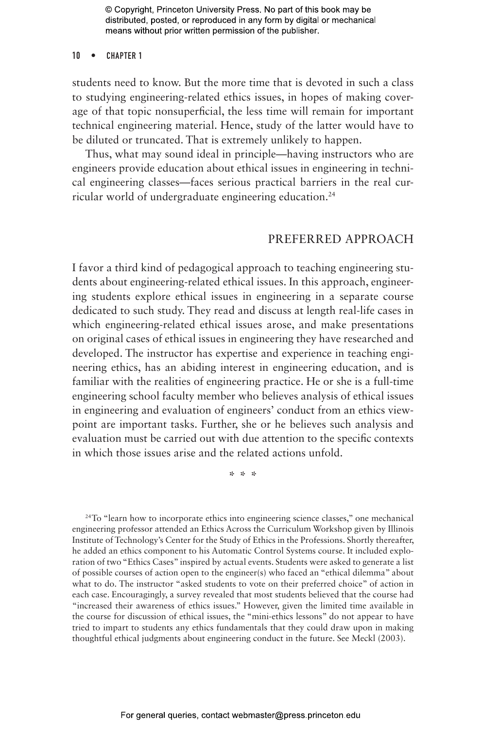students need to know. But the more time that is devoted in such a class to studying engineering-related ethics issues, in hopes of making coverage of that topic nonsuperficial, the less time will remain for important technical engineering material. Hence, study of the latter would have to be diluted or truncated. That is extremely unlikely to happen.

Thus, what may sound ideal in principle—having instructors who are engineers provide education about ethical issues in engineering in technical engineering classes—faces serious practical barriers in the real curricular world of undergraduate engineering education.[24]

## PREFERRED APPROACH

I favor a third kind of pedagogical approach to teaching engineering students about engineering-related ethical issues. In this approach, engineering students explore ethical issues in engineering in a separate course dedicated to such study. They read and discuss at length real-life cases in which engineering-related ethical issues arose, and make presentations on original cases of ethical issues in engineering they have researched and developed. The instructor has expertise and experience in teaching engineering ethics, has an abiding interest in engineering education, and is familiar with the realities of engineering practice. He or she is a full-time engineering school faculty member who believes analysis of ethical issues in engineering and evaluation of engineers' conduct from an ethics viewpoint are important tasks. Further, she or he believes such analysis and evaluation must be carried out with due attention to the specific contexts in which those issues arise and the related actions unfold.

* * *

[24] To "learn how to incorporate ethics into engineering science classes," one mechanical engineering professor attended an Ethics Across the Curriculum Workshop given by Illinois Institute of Technology's Center for the Study of Ethics in the Professions. Shortly thereafter, he added an ethics component to his Automatic Control Systems course. It included exploration of two "Ethics Cases" inspired by actual events. Students were asked to generate a list of possible courses of action open to the engineer(s) who faced an "ethical dilemma" about what to do. The instructor "asked students to vote on their preferred choice" of action in each case. Encouragingly, a survey revealed that most students believed that the course had "increased their awareness of ethics issues." However, given the limited time available in the course for discussion of ethical issues, the "mini-ethics lessons" do not appear to have tried to impart to students any ethics fundamentals that they could draw upon in making thoughtful ethical judgments about engineering conduct in the future. See Meckl (2003).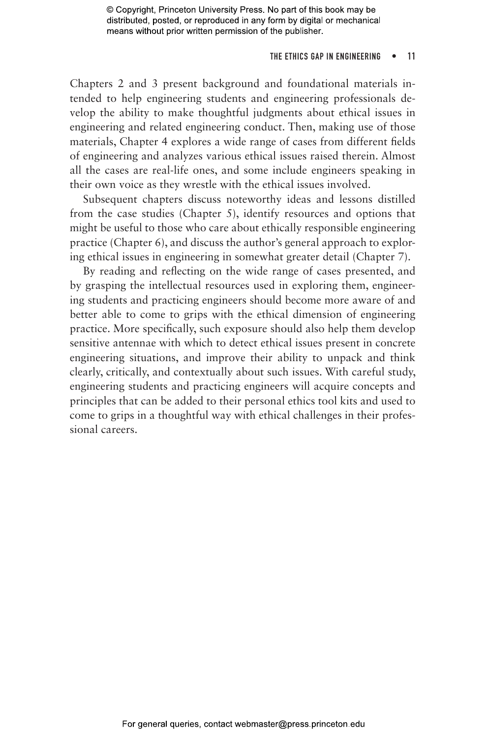Chapters 2 and 3 present background and foundational materials intended to help engineering students and engineering professionals develop the ability to make thoughtful judgments about ethical issues in engineering and related engineering conduct. Then, making use of those materials, Chapter 4 explores a wide range of cases from different fields of engineering and analyzes various ethical issues raised therein. Almost all the cases are real-life ones, and some include engineers speaking in their own voice as they wrestle with the ethical issues involved.

Subsequent chapters discuss noteworthy ideas and lessons distilled from the case studies (Chapter 5), identify resources and options that might be useful to those who care about ethically responsible engineering practice (Chapter 6), and discuss the author's general approach to exploring ethical issues in engineering in somewhat greater detail (Chapter 7).

By reading and reflecting on the wide range of cases presented, and by grasping the intellectual resources used in exploring them, engineering students and practicing engineers should become more aware of and better able to come to grips with the ethical dimension of engineering practice. More specifically, such exposure should also help them develop sensitive antennae with which to detect ethical issues present in concrete engineering situations, and improve their ability to unpack and think clearly, critically, and contextually about such issues. With careful study, engineering students and practicing engineers will acquire concepts and principles that can be added to their personal ethics tool kits and used to come to grips in a thoughtful way with ethical challenges in their professional careers.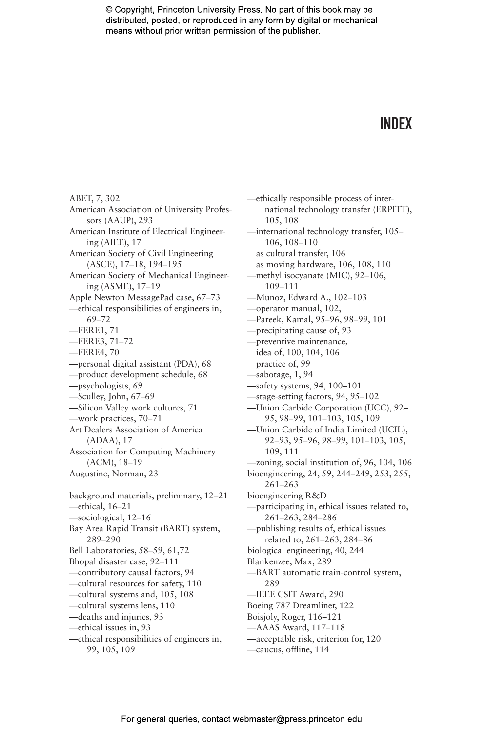# INDEX

ABET, 7, 302
American Association of University Professors (AAUP), 293
American Institute of Electrical Engineering (AIEE), 17
American Society of Civil Engineering (ASCE), 17–18, 194–195
American Society of Mechanical Engineering (ASME), 17–19
Apple Newton MessagePad case, 67–73
—ethical responsibilities of engineers in, 69–72
—FERE1, 71
—FERE3, 71–72
—FERE4, 70
—personal digital assistant (PDA), 68
—product development schedule, 68
—psychologists, 69
—Sculley, John, 67–69
—Silicon Valley work cultures, 71
—work practices, 70–71
Art Dealers Association of America (ADAA), 17
Association for Computing Machinery (ACM), 18–19
Augustine, Norman, 23

background materials, preliminary, 12–21
—ethical, 16–21
—sociological, 12–16
Bay Area Rapid Transit (BART) system, 289–290
Bell Laboratories, 58–59, 61,72
Bhopal disaster case, 92–111
—contributory causal factors, 94
—cultural resources for safety, 110
—cultural systems and, 105, 108
—cultural systems lens, 110
—deaths and injuries, 93
—ethical issues in, 93
—ethical responsibilities of engineers in, 99, 105, 109
—ethically responsible process of international technology transfer (ERPITT), 105, 108
—international technology transfer, 105–106, 108–110
  as cultural transfer, 106
  as moving hardware, 106, 108, 110
—methyl isocyanate (MIC), 92–106, 109–111
—Munoz, Edward A., 102–103
—operator manual, 102,
—Pareek, Kamal, 95–96, 98–99, 101
—precipitating cause of, 93
—preventive maintenance,
  idea of, 100, 104, 106
  practice of, 99
—sabotage, 1, 94
—safety systems, 94, 100–101
—stage-setting factors, 94, 95–102
—Union Carbide Corporation (UCC), 92–95, 98–99, 101–103, 105, 109
—Union Carbide of India Limited (UCIL), 92–93, 95–96, 98–99, 101–103, 105, 109, 111
—zoning, social institution of, 96, 104, 106
bioengineering, 24, 59, 244–249, 253, 255, 261–263
bioengineering R&D
—participating in, ethical issues related to, 261–263, 284–286
—publishing results of, ethical issues related to, 261–263, 284–86
biological engineering, 40, 244
Blankenzee, Max, 289
—BART automatic train-control system, 289
—IEEE CSIT Award, 290
Boeing 787 Dreamliner, 122
Boisjoly, Roger, 116–121
—AAAS Award, 117–118
—acceptable risk, criterion for, 120
—caucus, offline, 114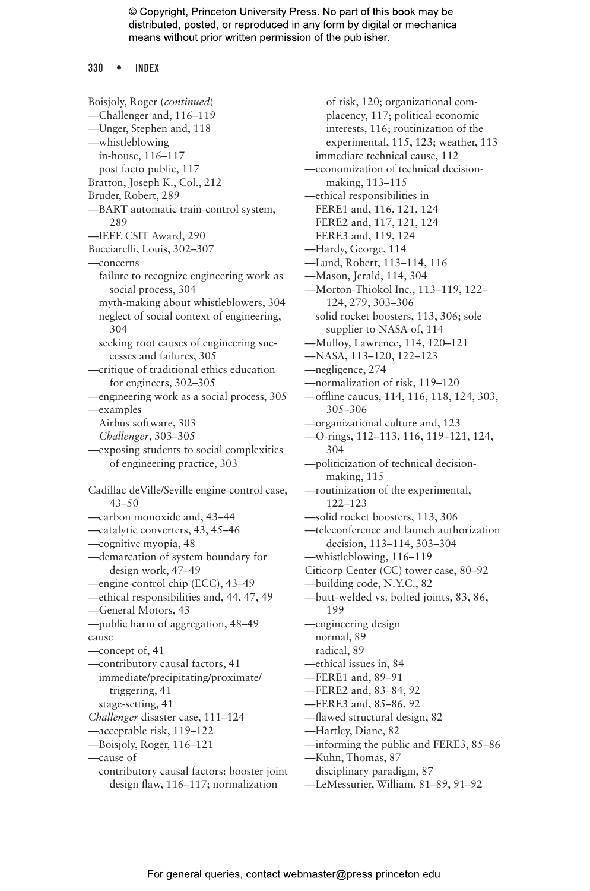Boisjoly, Roger (*continued*)
—Challenger and, 116–119
—Unger, Stephen and, 118
—whistleblowing
  in-house, 116–117
  post facto public, 117
Bratton, Joseph K., Col., 212
Bruder, Robert, 289
—BART automatic train-control system, 289
—IEEE CSIT Award, 290
Bucciarelli, Louis, 302–307
—concerns
  failure to recognize engineering work as social process, 304
  myth-making about whistleblowers, 304
  neglect of social context of engineering, 304
  seeking root causes of engineering successes and failures, 305
—critique of traditional ethics education for engineers, 302–305
—engineering work as a social process, 305
—examples
  Airbus software, 303
  *Challenger*, 303–305
—exposing students to social complexities of engineering practice, 303

Cadillac deVille/Seville engine-control case, 43–50
—carbon monoxide and, 43–44
—catalytic converters, 43, 45–46
—cognitive myopia, 48
—demarcation of system boundary for design work, 47–49
—engine-control chip (ECC), 43–49
—ethical responsibilities and, 44, 47, 49
—General Motors, 43
—public harm of aggregation, 48–49
cause
—concept of, 41
—contributory causal factors, 41
  immediate/precipitating/proximate/triggering, 41
  stage-setting, 41
*Challenger* disaster case, 111–124
—acceptable risk, 119–122
—Boisjoly, Roger, 116–121
—cause of
  contributory causal factors: booster joint design flaw, 116–117; normalization of risk, 120; organizational complacency, 117; political-economic interests, 116; routinization of the experimental, 115, 123; weather, 113
  immediate technical cause, 112
—economization of technical decision-making, 113–115
—ethical responsibilities in
  FERE1 and, 116, 121, 124
  FERE2 and, 117, 121, 124
  FERE3 and, 119, 124
—Hardy, George, 114
—Lund, Robert, 113–114, 116
—Mason, Jerald, 114, 304
—Morton-Thiokol Inc., 113–119, 122–124, 279, 303–306
  solid rocket boosters, 113, 306; sole supplier to NASA of, 114
—Mulloy, Lawrence, 114, 120–121
—NASA, 113–120, 122–123
—negligence, 274
—normalization of risk, 119–120
—offline caucus, 114, 116, 118, 124, 303, 305–306
—organizational culture and, 123
—O-rings, 112–113, 116, 119–121, 124, 304
—politicization of technical decision-making, 115
—routinization of the experimental, 122–123
—solid rocket boosters, 113, 306
—teleconference and launch authorization decision, 113–114, 303–304
—whistleblowing, 116–119
Citicorp Center (CC) tower case, 80–92
—building code, N.Y.C., 82
—butt-welded vs. bolted joints, 83, 86, 199
—engineering design
  normal, 89
  radical, 89
—ethical issues in, 84
—FERE1 and, 89–91
—FERE2 and, 83–84, 92
—FERE3 and, 85–86, 92
—flawed structural design, 82
—Hartley, Diane, 82
—informing the public and FERE3, 85–86
—Kuhn, Thomas, 87
  disciplinary paradigm, 87
—LeMessurier, William, 81–89, 91–92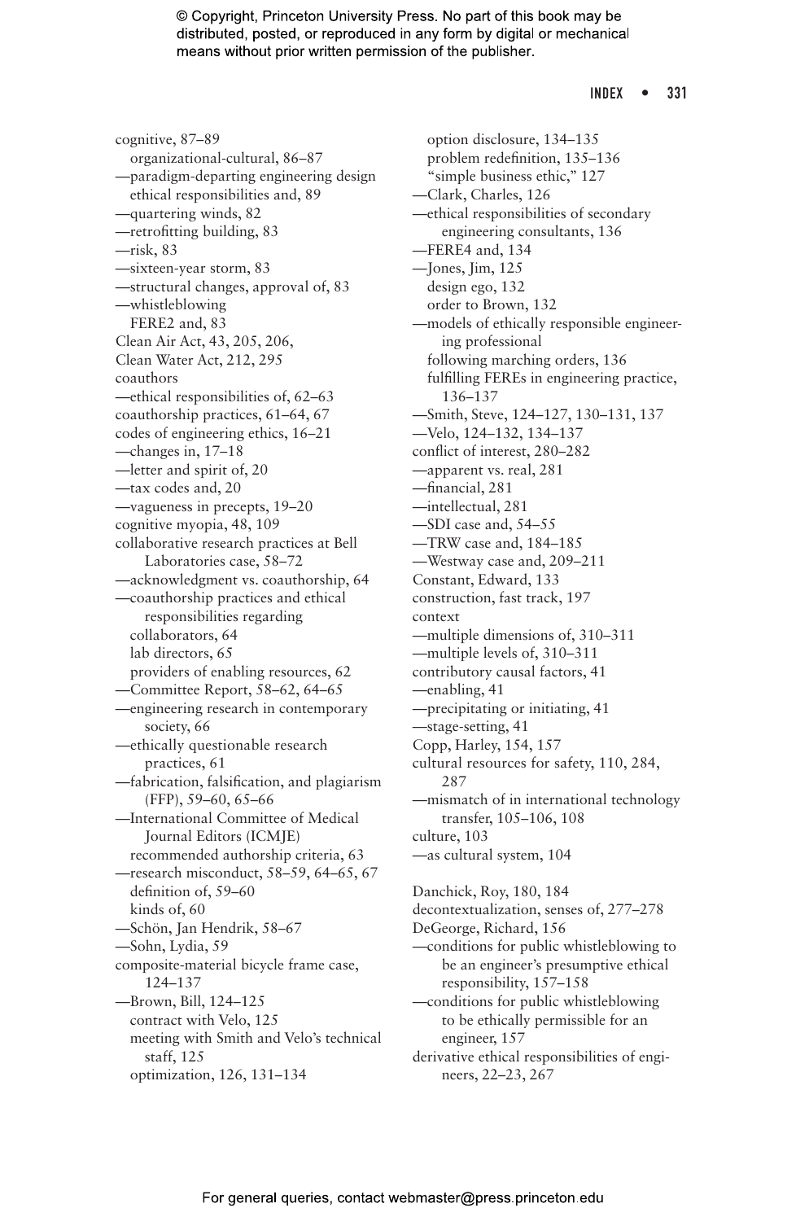cognitive, 87–89
  organizational-cultural, 86–87
—paradigm-departing engineering design
  ethical responsibilities and, 89
—quartering winds, 82
—retrofitting building, 83
—risk, 83
—sixteen-year storm, 83
—structural changes, approval of, 83
—whistleblowing
  FERE2 and, 83
Clean Air Act, 43, 205, 206,
Clean Water Act, 212, 295
coauthors
—ethical responsibilities of, 62–63
coauthorship practices, 61–64, 67
codes of engineering ethics, 16–21
—changes in, 17–18
—letter and spirit of, 20
—tax codes and, 20
—vagueness in precepts, 19–20
cognitive myopia, 48, 109
collaborative research practices at Bell Laboratories case, 58–72
—acknowledgment vs. coauthorship, 64
—coauthorship practices and ethical responsibilities regarding
  collaborators, 64
  lab directors, 65
  providers of enabling resources, 62
—Committee Report, 58–62, 64–65
—engineering research in contemporary society, 66
—ethically questionable research practices, 61
—fabrication, falsification, and plagiarism (FFP), 59–60, 65–66
—International Committee of Medical Journal Editors (ICMJE)
  recommended authorship criteria, 63
—research misconduct, 58–59, 64–65, 67
  definition of, 59–60
  kinds of, 60
—Schön, Jan Hendrik, 58–67
—Sohn, Lydia, 59
composite-material bicycle frame case, 124–137
—Brown, Bill, 124–125
  contract with Velo, 125
  meeting with Smith and Velo's technical staff, 125
  optimization, 126, 131–134
  option disclosure, 134–135
  problem redefinition, 135–136
  "simple business ethic," 127
—Clark, Charles, 126
—ethical responsibilities of secondary engineering consultants, 136
—FERE4 and, 134
—Jones, Jim, 125
  design ego, 132
  order to Brown, 132
—models of ethically responsible engineering professional
  following marching orders, 136
  fulfilling FEREs in engineering practice, 136–137
—Smith, Steve, 124–127, 130–131, 137
—Velo, 124–132, 134–137
conflict of interest, 280–282
—apparent vs. real, 281
—financial, 281
—intellectual, 281
—SDI case and, 54–55
—TRW case and, 184–185
—Westway case and, 209–211
Constant, Edward, 133
construction, fast track, 197
context
—multiple dimensions of, 310–311
—multiple levels of, 310–311
contributory causal factors, 41
—enabling, 41
—precipitating or initiating, 41
—stage-setting, 41
Copp, Harley, 154, 157
cultural resources for safety, 110, 284, 287
—mismatch of in international technology transfer, 105–106, 108
culture, 103
—as cultural system, 104

Danchick, Roy, 180, 184
decontextualization, senses of, 277–278
DeGeorge, Richard, 156
—conditions for public whistleblowing to be an engineer's presumptive ethical responsibility, 157–158
—conditions for public whistleblowing to be ethically permissible for an engineer, 157
derivative ethical responsibilities of engineers, 22–23, 267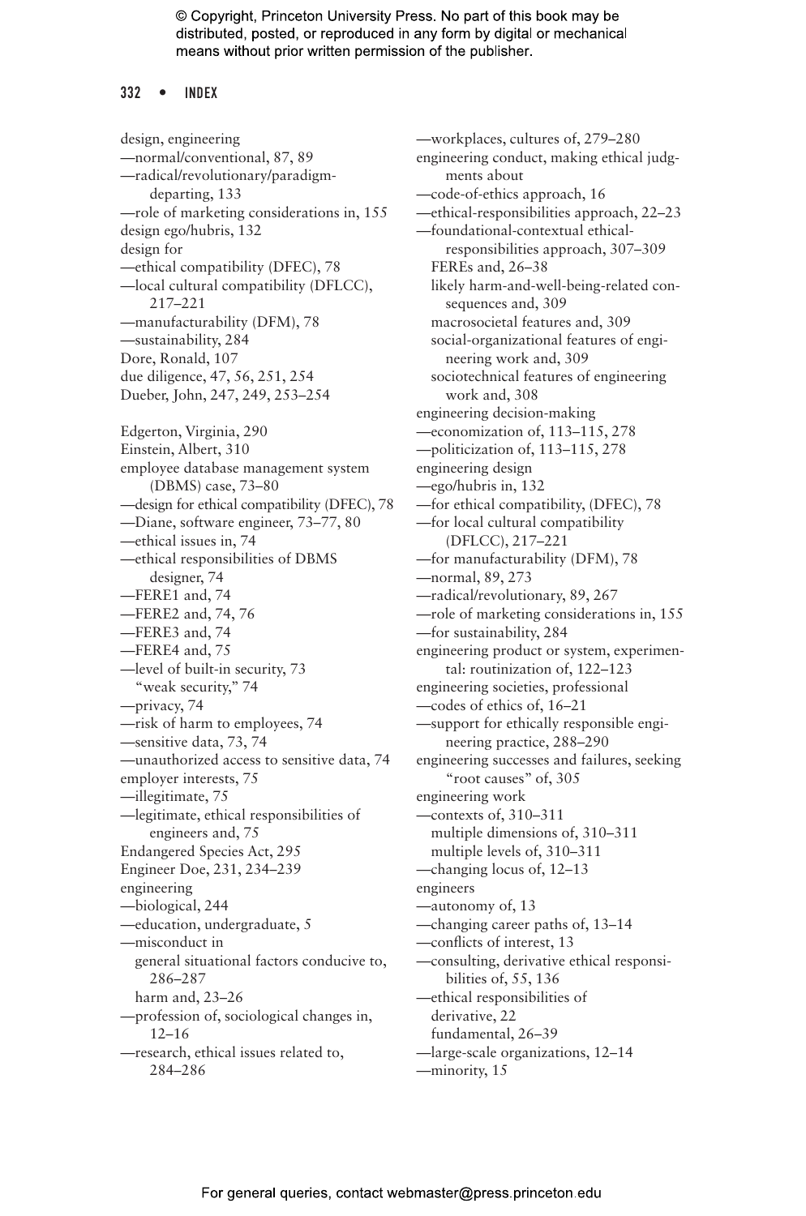design, engineering
—normal/conventional, 87, 89
—radical/revolutionary/paradigm-departing, 133
—role of marketing considerations in, 155
design ego/hubris, 132
design for
—ethical compatibility (DFEC), 78
—local cultural compatibility (DFLCC), 217–221
—manufacturability (DFM), 78
—sustainability, 284
Dore, Ronald, 107
due diligence, 47, 56, 251, 254
Dueber, John, 247, 249, 253–254

Edgerton, Virginia, 290
Einstein, Albert, 310
employee database management system (DBMS) case, 73–80
—design for ethical compatibility (DFEC), 78
—Diane, software engineer, 73–77, 80
—ethical issues in, 74
—ethical responsibilities of DBMS designer, 74
—FERE1 and, 74
—FERE2 and, 74, 76
—FERE3 and, 74
—FERE4 and, 75
—level of built-in security, 73
  "weak security," 74
—privacy, 74
—risk of harm to employees, 74
—sensitive data, 73, 74
—unauthorized access to sensitive data, 74
employer interests, 75
—illegitimate, 75
—legitimate, ethical responsibilities of engineers and, 75
Endangered Species Act, 295
Engineer Doe, 231, 234–239
engineering
—biological, 244
—education, undergraduate, 5
—misconduct in
  general situational factors conducive to, 286–287
  harm and, 23–26
—profession of, sociological changes in, 12–16
—research, ethical issues related to, 284–286
—workplaces, cultures of, 279–280
engineering conduct, making ethical judgments about
—code-of-ethics approach, 16
—ethical-responsibilities approach, 22–23
—foundational-contextual ethical-responsibilities approach, 307–309
  FEREs and, 26–38
  likely harm-and-well-being-related consequences and, 309
  macrosocietal features and, 309
  social-organizational features of engineering work and, 309
  sociotechnical features of engineering work and, 308
engineering decision-making
—economization of, 113–115, 278
—politicization of, 113–115, 278
engineering design
—ego/hubris in, 132
—for ethical compatibility, (DFEC), 78
—for local cultural compatibility (DFLCC), 217–221
—for manufacturability (DFM), 78
—normal, 89, 273
—radical/revolutionary, 89, 267
—role of marketing considerations in, 155
—for sustainability, 284
engineering product or system, experimental: routinization of, 122–123
engineering societies, professional
—codes of ethics of, 16–21
—support for ethically responsible engineering practice, 288–290
engineering successes and failures, seeking "root causes" of, 305
engineering work
—contexts of, 310–311
  multiple dimensions of, 310–311
  multiple levels of, 310–311
—changing locus of, 12–13
engineers
—autonomy of, 13
—changing career paths of, 13–14
—conflicts of interest, 13
—consulting, derivative ethical responsibilities of, 55, 136
—ethical responsibilities of
  derivative, 22
  fundamental, 26–39
—large-scale organizations, 12–14
—minority, 15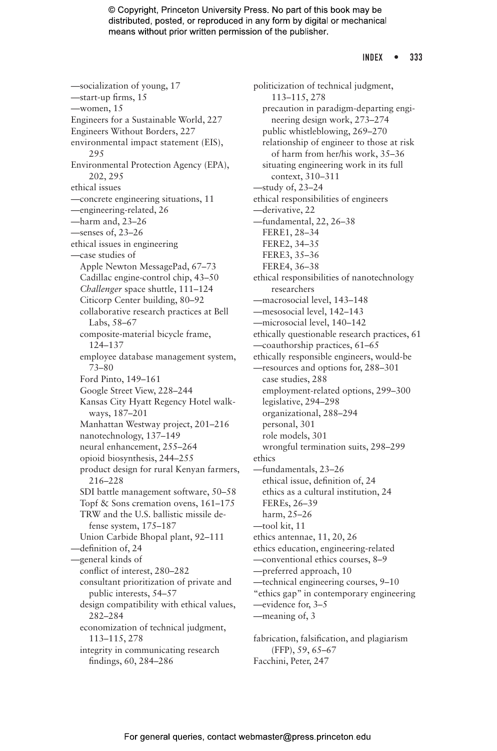—socialization of young, 17
—start-up firms, 15
—women, 15
Engineers for a Sustainable World, 227
Engineers Without Borders, 227
environmental impact statement (EIS), 295
Environmental Protection Agency (EPA), 202, 295
ethical issues
—concrete engineering situations, 11
—engineering-related, 26
—harm and, 23–26
—senses of, 23–26
ethical issues in engineering
—case studies of
  Apple Newton MessagePad, 67–73
  Cadillac engine-control chip, 43–50
  *Challenger* space shuttle, 111–124
  Citicorp Center building, 80–92
  collaborative research practices at Bell Labs, 58–67
  composite-material bicycle frame, 124–137
  employee database management system, 73–80
  Ford Pinto, 149–161
  Google Street View, 228–244
  Kansas City Hyatt Regency Hotel walkways, 187–201
  Manhattan Westway project, 201–216
  nanotechnology, 137–149
  neural enhancement, 255–264
  opioid biosynthesis, 244–255
  product design for rural Kenyan farmers, 216–228
  SDI battle management software, 50–58
  Topf & Sons cremation ovens, 161–175
  TRW and the U.S. ballistic missile defense system, 175–187
  Union Carbide Bhopal plant, 92–111
—definition of, 24
—general kinds of
  conflict of interest, 280–282
  consultant prioritization of private and public interests, 54–57
  design compatibility with ethical values, 282–284
  economization of technical judgment, 113–115, 278
  integrity in communicating research findings, 60, 284–286
  politicization of technical judgment, 113–115, 278
  precaution in paradigm-departing engineering design work, 273–274
  public whistleblowing, 269–270
  relationship of engineer to those at risk of harm from her/his work, 35–36
  situating engineering work in its full context, 310–311
—study of, 23–24
ethical responsibilities of engineers
—derivative, 22
—fundamental, 22, 26–38
  FERE1, 28–34
  FERE2, 34–35
  FERE3, 35–36
  FERE4, 36–38
ethical responsibilities of nanotechnology researchers
—macrosocial level, 143–148
—mesosocial level, 142–143
—microsocial level, 140–142
ethically questionable research practices, 61
—coauthorship practices, 61–65
ethically responsible engineers, would-be
—resources and options for, 288–301
  case studies, 288
  employment-related options, 299–300
  legislative, 294–298
  organizational, 288–294
  personal, 301
  role models, 301
  wrongful termination suits, 298–299
ethics
—fundamentals, 23–26
  ethical issue, definition of, 24
  ethics as a cultural institution, 24
  FEREs, 26–39
  harm, 25–26
—tool kit, 11
ethics antennae, 11, 20, 26
ethics education, engineering-related
—conventional ethics courses, 8–9
—preferred approach, 10
—technical engineering courses, 9–10
"ethics gap" in contemporary engineering
—evidence for, 3–5
—meaning of, 3

fabrication, falsification, and plagiarism (FFP), 59, 65–67
Facchini, Peter, 247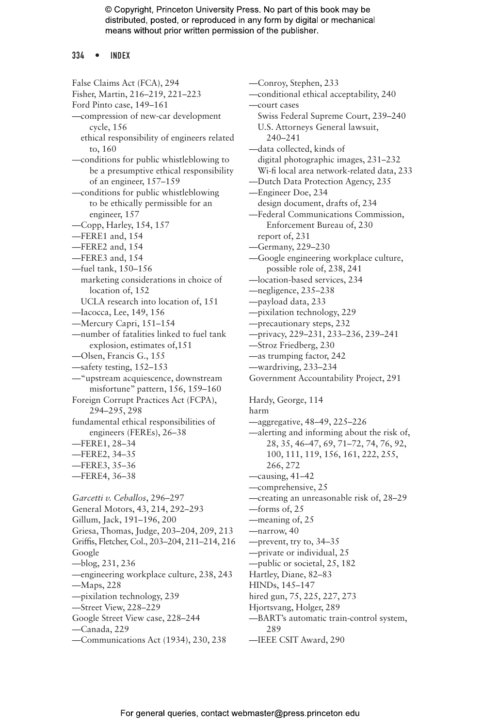False Claims Act (FCA), 294
Fisher, Martin, 216–219, 221–223
Ford Pinto case, 149–161
—compression of new-car development cycle, 156
  ethical responsibility of engineers related to, 160
—conditions for public whistleblowing to be a presumptive ethical responsibility of an engineer, 157–159
—conditions for public whistleblowing to be ethically permissible for an engineer, 157
—Copp, Harley, 154, 157
—FERE1 and, 154
—FERE2 and, 154
—FERE3 and, 154
—fuel tank, 150–156
  marketing considerations in choice of location of, 152
  UCLA research into location of, 151
—Iacocca, Lee, 149, 156
—Mercury Capri, 151–154
—number of fatalities linked to fuel tank explosion, estimates of,151
—Olsen, Francis G., 155
—safety testing, 152–153
—“upstream acquiescence, downstream misfortune” pattern, 156, 159–160
Foreign Corrupt Practices Act (FCPA), 294–295, 298
fundamental ethical responsibilities of engineers (FEREs), 26–38
—FERE1, 28–34
—FERE2, 34–35
—FERE3, 35–36
—FERE4, 36–38

*Garcetti v. Ceballos*, 296–297
General Motors, 43, 214, 292–293
Gillum, Jack, 191–196, 200
Griesa, Thomas, Judge, 203–204, 209, 213
Griffis, Fletcher, Col., 203–204, 211–214, 216
Google
—blog, 231, 236
—engineering workplace culture, 238, 243
—Maps, 228
—pixilation technology, 239
—Street View, 228–229
Google Street View case, 228–244
—Canada, 229
—Communications Act (1934), 230, 238
—Conroy, Stephen, 233
—conditional ethical acceptability, 240
—court cases
  Swiss Federal Supreme Court, 239–240
  U.S. Attorneys General lawsuit, 240–241
—data collected, kinds of
  digital photographic images, 231–232
  Wi-fi local area network-related data, 233
—Dutch Data Protection Agency, 235
—Engineer Doe, 234
  design document, drafts of, 234
—Federal Communications Commission, Enforcement Bureau of, 230
  report of, 231
—Germany, 229–230
—Google engineering workplace culture, possible role of, 238, 241
—location-based services, 234
—negligence, 235–238
—payload data, 233
—pixilation technology, 229
—precautionary steps, 232
—privacy, 229–231, 233–236, 239–241
—Stroz Friedberg, 230
—as trumping factor, 242
—wardriving, 233–234
Government Accountability Project, 291

Hardy, George, 114
harm
—aggregative, 48–49, 225–226
—alerting and informing about the risk of, 28, 35, 46–47, 69, 71–72, 74, 76, 92, 100, 111, 119, 156, 161, 222, 255, 266, 272
—causing, 41–42
—comprehensive, 25
—creating an unreasonable risk of, 28–29
—forms of, 25
—meaning of, 25
—narrow, 40
—prevent, try to, 34–35
—private or individual, 25
—public or societal, 25, 182
Hartley, Diane, 82–83
HINDs, 145–147
hired gun, 75, 225, 227, 273
Hjortsvang, Holger, 289
—BART’s automatic train-control system, 289
—IEEE CSIT Award, 290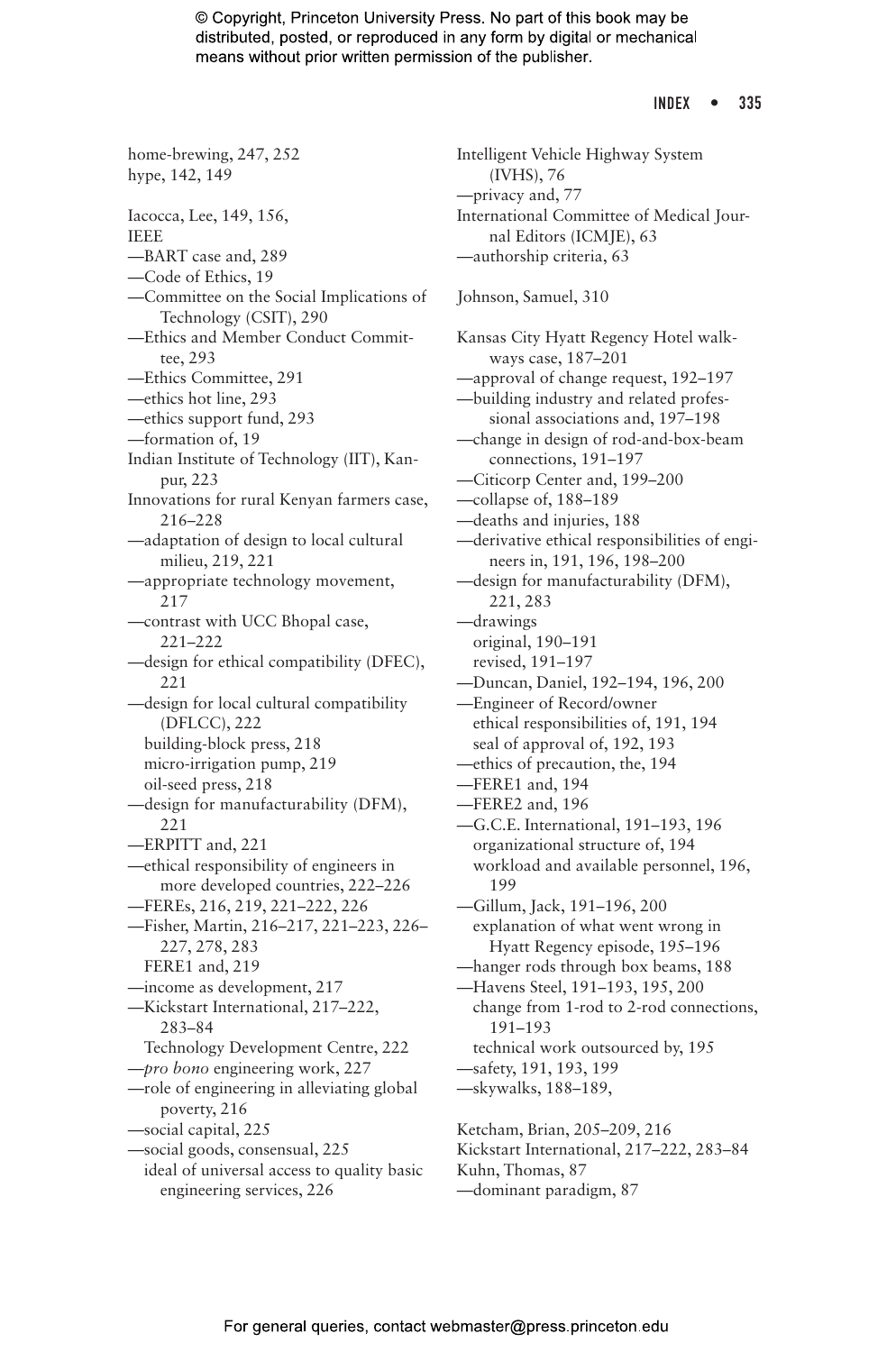home-brewing, 247, 252
hype, 142, 149

Iacocca, Lee, 149, 156,
IEEE
—BART case and, 289
—Code of Ethics, 19
—Committee on the Social Implications of Technology (CSIT), 290
—Ethics and Member Conduct Committee, 293
—Ethics Committee, 291
—ethics hot line, 293
—ethics support fund, 293
—formation of, 19
Indian Institute of Technology (IIT), Kanpur, 223
Innovations for rural Kenyan farmers case, 216–228
—adaptation of design to local cultural milieu, 219, 221
—appropriate technology movement, 217
—contrast with UCC Bhopal case, 221–222
—design for ethical compatibility (DFEC), 221
—design for local cultural compatibility (DFLCC), 222
  building-block press, 218
  micro-irrigation pump, 219
  oil-seed press, 218
—design for manufacturability (DFM), 221
—ERPITT and, 221
—ethical responsibility of engineers in more developed countries, 222–226
—FEREs, 216, 219, 221–222, 226
—Fisher, Martin, 216–217, 221–223, 226–227, 278, 283
  FERE1 and, 219
—income as development, 217
—Kickstart International, 217–222, 283–84
  Technology Development Centre, 222
—*pro bono* engineering work, 227
—role of engineering in alleviating global poverty, 216
—social capital, 225
—social goods, consensual, 225
  ideal of universal access to quality basic engineering services, 226

Intelligent Vehicle Highway System (IVHS), 76
—privacy and, 77
International Committee of Medical Journal Editors (ICMJE), 63
—authorship criteria, 63

Johnson, Samuel, 310

Kansas City Hyatt Regency Hotel walkways case, 187–201
—approval of change request, 192–197
—building industry and related professional associations and, 197–198
—change in design of rod-and-box-beam connections, 191–197
—Citicorp Center and, 199–200
—collapse of, 188–189
—deaths and injuries, 188
—derivative ethical responsibilities of engineers in, 191, 196, 198–200
—design for manufacturability (DFM), 221, 283
—drawings
  original, 190–191
  revised, 191–197
—Duncan, Daniel, 192–194, 196, 200
—Engineer of Record/owner
  ethical responsibilities of, 191, 194
  seal of approval of, 192, 193
—ethics of precaution, the, 194
—FERE1 and, 194
—FERE2 and, 196
—G.C.E. International, 191–193, 196
  organizational structure of, 194
  workload and available personnel, 196, 199
—Gillum, Jack, 191–196, 200
  explanation of what went wrong in Hyatt Regency episode, 195–196
—hanger rods through box beams, 188
—Havens Steel, 191–193, 195, 200
  change from 1-rod to 2-rod connections, 191–193
  technical work outsourced by, 195
—safety, 191, 193, 199
—skywalks, 188–189,

Ketcham, Brian, 205–209, 216
Kickstart International, 217–222, 283–84
Kuhn, Thomas, 87
—dominant paradigm, 87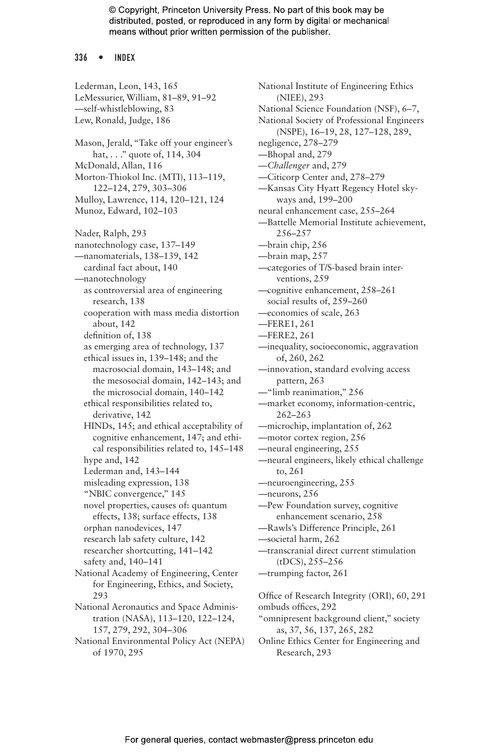Lederman, Leon, 143, 165
LeMessurier, William, 81–89, 91–92
—self-whistleblowing, 83
Lew, Ronald, Judge, 186

Mason, Jerald, "Take off your engineer's hat, . . ." quote of, 114, 304
McDonald, Allan, 116
Morton-Thiokol Inc. (MTI), 113–119, 122–124, 279, 303–306
Mulloy, Lawrence, 114, 120–121, 124
Munoz, Edward, 102–103

Nader, Ralph, 293
nanotechnology case, 137–149
—nanomaterials, 138–139, 142
  cardinal fact about, 140
—nanotechnology
  as controversial area of engineering research, 138
  cooperation with mass media distortion about, 142
  definition of, 138
  as emerging area of technology, 137
  ethical issues in, 139–148; and the macrosocial domain, 143–148; and the mesosocial domain, 142–143; and the microsocial domain, 140–142
  ethical responsibilities related to, derivative, 142
  HINDs, 145; and ethical acceptability of cognitive enhancement, 147; and ethical responsibilities related to, 145–148
  hype and, 142
  Lederman and, 143–144
  misleading expression, 138
  "NBIC convergence," 145
  novel properties, causes of: quantum effects, 138; surface effects, 138
  orphan nanodevices, 147
  research lab safety culture, 142
  researcher shortcutting, 141–142
  safety and, 140–141
National Academy of Engineering, Center for Engineering, Ethics, and Society, 293
National Aeronautics and Space Administration (NASA), 113–120, 122–124, 157, 279, 292, 304–306
National Environmental Policy Act (NEPA) of 1970, 295
National Institute of Engineering Ethics (NIEE), 293
National Science Foundation (NSF), 6–7,
National Society of Professional Engineers (NSPE), 16–19, 28, 127–128, 289,
negligence, 278–279
—Bhopal and, 279
—*Challenger* and, 279
—Citicorp Center and, 278–279
—Kansas City Hyatt Regency Hotel skyways and, 199–200
neural enhancement case, 255–264
—Battelle Memorial Institute achievement, 256–257
—brain chip, 256
—brain map, 257
—categories of T/S-based brain interventions, 259
—cognitive enhancement, 258–261
  social results of, 259–260
—economies of scale, 263
—FERE1, 261
—FERE2, 261
—inequality, socioeconomic, aggravation of, 260, 262
—innovation, standard evolving access pattern, 263
—"limb reanimation," 256
—market economy, information-centric, 262–263
—microchip, implantation of, 262
—motor cortex region, 256
—neural engineering, 255
—neural engineers, likely ethical challenge to, 261
—neuroengineering, 255
—neurons, 256
—Pew Foundation survey, cognitive enhancement scenario, 258
—Rawls's Difference Principle, 261
—societal harm, 262
—transcranial direct current stimulation (tDCS), 255–256
—trumping factor, 261

Office of Research Integrity (ORI), 60, 291
ombuds offices, 292
"omnipresent background client," society as, 37, 56, 137, 265, 282
Online Ethics Center for Engineering and Research, 293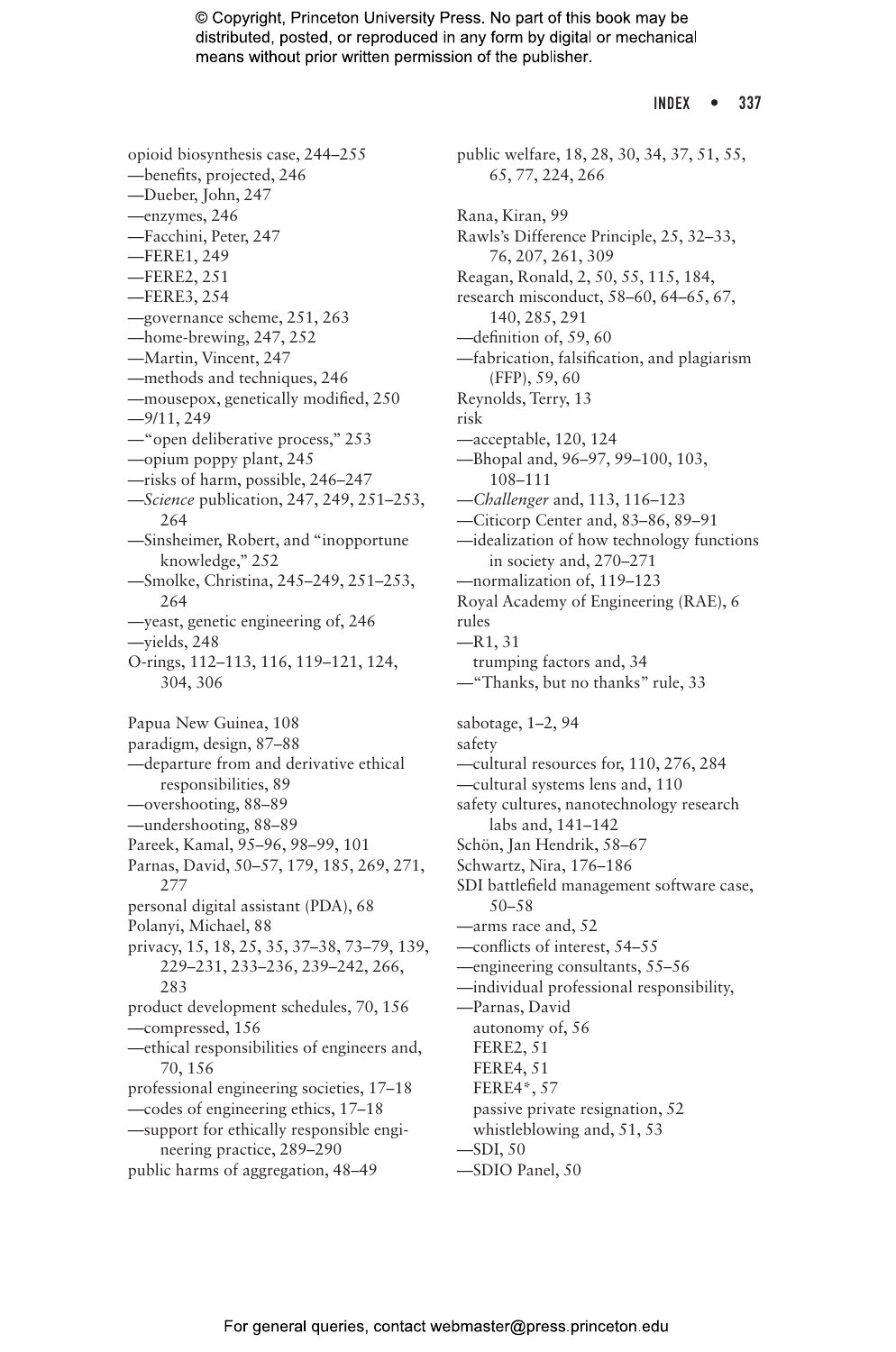opioid biosynthesis case, 244–255
—benefits, projected, 246
—Dueber, John, 247
—enzymes, 246
—Facchini, Peter, 247
—FERE1, 249
—FERE2, 251
—FERE3, 254
—governance scheme, 251, 263
—home-brewing, 247, 252
—Martin, Vincent, 247
—methods and techniques, 246
—mousepox, genetically modified, 250
—9/11, 249
—"open deliberative process," 253
—opium poppy plant, 245
—risks of harm, possible, 246–247
—*Science* publication, 247, 249, 251–253, 264
—Sinsheimer, Robert, and "inopportune knowledge," 252
—Smolke, Christina, 245–249, 251–253, 264
—yeast, genetic engineering of, 246
—yields, 248
O-rings, 112–113, 116, 119–121, 124, 304, 306

Papua New Guinea, 108
paradigm, design, 87–88
—departure from and derivative ethical responsibilities, 89
—overshooting, 88–89
—undershooting, 88–89
Pareek, Kamal, 95–96, 98–99, 101
Parnas, David, 50–57, 179, 185, 269, 271, 277
personal digital assistant (PDA), 68
Polanyi, Michael, 88
privacy, 15, 18, 25, 35, 37–38, 73–79, 139, 229–231, 233–236, 239–242, 266, 283
product development schedules, 70, 156
—compressed, 156
—ethical responsibilities of engineers and, 70, 156
professional engineering societies, 17–18
—codes of engineering ethics, 17–18
—support for ethically responsible engineering practice, 289–290
public harms of aggregation, 48–49
public welfare, 18, 28, 30, 34, 37, 51, 55, 65, 77, 224, 266

Rana, Kiran, 99
Rawls's Difference Principle, 25, 32–33, 76, 207, 261, 309
Reagan, Ronald, 2, 50, 55, 115, 184,
research misconduct, 58–60, 64–65, 67, 140, 285, 291
—definition of, 59, 60
—fabrication, falsification, and plagiarism (FFP), 59, 60
Reynolds, Terry, 13
risk
—acceptable, 120, 124
—Bhopal and, 96–97, 99–100, 103, 108–111
—*Challenger* and, 113, 116–123
—Citicorp Center and, 83–86, 89–91
—idealization of how technology functions in society and, 270–271
—normalization of, 119–123
Royal Academy of Engineering (RAE), 6
rules
—R1, 31
  trumping factors and, 34
—"Thanks, but no thanks" rule, 33

sabotage, 1–2, 94
safety
—cultural resources for, 110, 276, 284
—cultural systems lens and, 110
safety cultures, nanotechnology research labs and, 141–142
Schön, Jan Hendrik, 58–67
Schwartz, Nira, 176–186
SDI battlefield management software case, 50–58
—arms race and, 52
—conflicts of interest, 54–55
—engineering consultants, 55–56
—individual professional responsibility,
—Parnas, David
  autonomy of, 56
  FERE2, 51
  FERE4, 51
  FERE4*, 57
  passive private resignation, 52
  whistleblowing and, 51, 53
—SDI, 50
—SDIO Panel, 50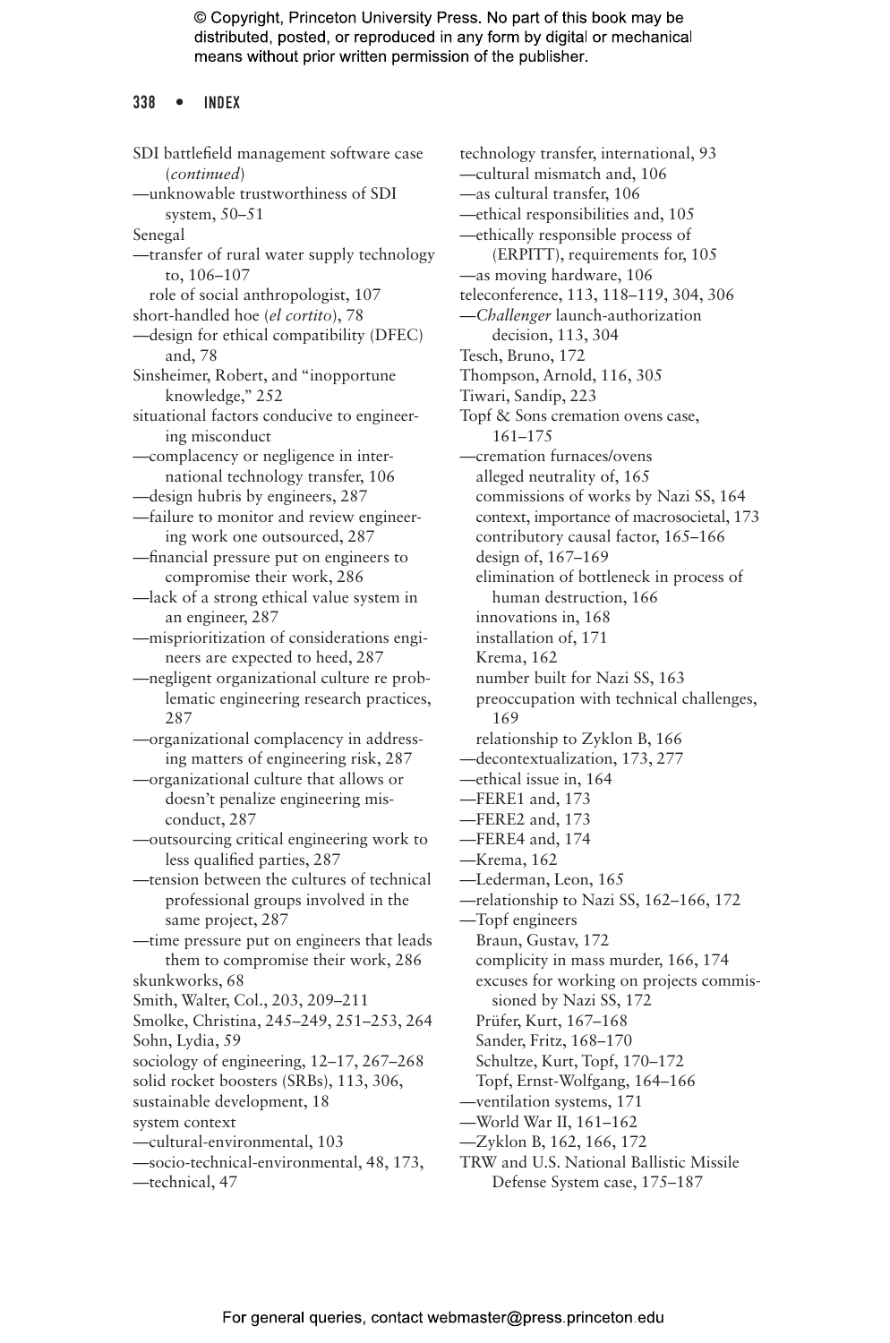SDI battlefield management software case (*continued*)
—unknowable trustworthiness of SDI system, 50–51
Senegal
—transfer of rural water supply technology to, 106–107
  role of social anthropologist, 107
short-handled hoe (*el cortito*), 78
—design for ethical compatibility (DFEC) and, 78
Sinsheimer, Robert, and "inopportune knowledge," 252
situational factors conducive to engineering misconduct
—complacency or negligence in international technology transfer, 106
—design hubris by engineers, 287
—failure to monitor and review engineering work one outsourced, 287
—financial pressure put on engineers to compromise their work, 286
—lack of a strong ethical value system in an engineer, 287
—misprioritization of considerations engineers are expected to heed, 287
—negligent organizational culture re problematic engineering research practices, 287
—organizational complacency in addressing matters of engineering risk, 287
—organizational culture that allows or doesn't penalize engineering misconduct, 287
—outsourcing critical engineering work to less qualified parties, 287
—tension between the cultures of technical professional groups involved in the same project, 287
—time pressure put on engineers that leads them to compromise their work, 286
skunkworks, 68
Smith, Walter, Col., 203, 209–211
Smolke, Christina, 245–249, 251–253, 264
Sohn, Lydia, 59
sociology of engineering, 12–17, 267–268
solid rocket boosters (SRBs), 113, 306,
sustainable development, 18
system context
—cultural-environmental, 103
—socio-technical-environmental, 48, 173,
—technical, 47

technology transfer, international, 93
—cultural mismatch and, 106
—as cultural transfer, 106
—ethical responsibilities and, 105
—ethically responsible process of (ERPITT), requirements for, 105
—as moving hardware, 106
teleconference, 113, 118–119, 304, 306
—*Challenger* launch-authorization decision, 113, 304
Tesch, Bruno, 172
Thompson, Arnold, 116, 305
Tiwari, Sandip, 223
Topf & Sons cremation ovens case, 161–175
—cremation furnaces/ovens
  alleged neutrality of, 165
  commissions of works by Nazi SS, 164
  context, importance of macrosocietal, 173
  contributory causal factor, 165–166
  design of, 167–169
  elimination of bottleneck in process of human destruction, 166
  innovations in, 168
  installation of, 171
  Krema, 162
  number built for Nazi SS, 163
  preoccupation with technical challenges, 169
  relationship to Zyklon B, 166
—decontextualization, 173, 277
—ethical issue in, 164
—FERE1 and, 173
—FERE2 and, 173
—FERE4 and, 174
—Krema, 162
—Lederman, Leon, 165
—relationship to Nazi SS, 162–166, 172
—Topf engineers
  Braun, Gustav, 172
  complicity in mass murder, 166, 174
  excuses for working on projects commissioned by Nazi SS, 172
  Prüfer, Kurt, 167–168
  Sander, Fritz, 168–170
  Schultze, Kurt, Topf, 170–172
  Topf, Ernst-Wolfgang, 164–166
—ventilation systems, 171
—World War II, 161–162
—Zyklon B, 162, 166, 172
TRW and U.S. National Ballistic Missile Defense System case, 175–187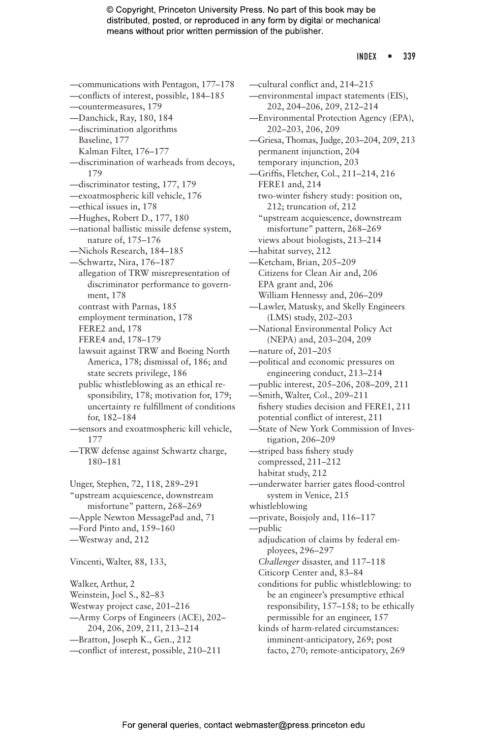—communications with Pentagon, 177–178
—conflicts of interest, possible, 184–185
—countermeasures, 179
—Danchick, Ray, 180, 184
—discrimination algorithms
  Baseline, 177
  Kalman Filter, 176–177
—discrimination of warheads from decoys, 179
—discriminator testing, 177, 179
—exoatmospheric kill vehicle, 176
—ethical issues in, 178
—Hughes, Robert D., 177, 180
—national ballistic missile defense system, nature of, 175–176
—Nichols Research, 184–185
—Schwartz, Nira, 176–187
  allegation of TRW misrepresentation of discriminator performance to government, 178
  contrast with Parnas, 185
  employment termination, 178
  FERE2 and, 178
  FERE4 and, 178–179
  lawsuit against TRW and Boeing North America, 178; dismissal of, 186; and state secrets privilege, 186
  public whistleblowing as an ethical responsibility, 178; motivation for, 179; uncertainty re fulfillment of conditions for, 182–184
—sensors and exoatmospheric kill vehicle, 177
—TRW defense against Schwartz charge, 180–181

Unger, Stephen, 72, 118, 289–291
"upstream acquiescence, downstream misfortune" pattern, 268–269
—Apple Newton MessagePad and, 71
—Ford Pinto and, 159–160
—Westway and, 212

Vincenti, Walter, 88, 133,

Walker, Arthur, 2
Weinstein, Joel S., 82–83
Westway project case, 201–216
—Army Corps of Engineers (ACE), 202–204, 206, 209, 211, 213–214
—Bratton, Joseph K., Gen., 212
—conflict of interest, possible, 210–211
—cultural conflict and, 214–215
—environmental impact statements (EIS), 202, 204–206, 209, 212–214
—Environmental Protection Agency (EPA), 202–203, 206, 209
—Griesa, Thomas, Judge, 203–204, 209, 213
  permanent injunction, 204
  temporary injunction, 203
—Griffis, Fletcher, Col., 211–214, 216
  FERE1 and, 214
  two-winter fishery study: position on, 212; truncation of, 212
  "upstream acquiescence, downstream misfortune" pattern, 268–269
  views about biologists, 213–214
—habitat survey, 212
—Ketcham, Brian, 205–209
  Citizens for Clean Air and, 206
  EPA grant and, 206
  William Hennessy and, 206–209
—Lawler, Matusky, and Skelly Engineers (LMS) study, 202–203
—National Environmental Policy Act (NEPA) and, 203–204, 209
—nature of, 201–205
—political and economic pressures on engineering conduct, 213–214
—public interest, 205–206, 208–209, 211
—Smith, Walter, Col., 209–211
  fishery studies decision and FERE1, 211
  potential conflict of interest, 211
—State of New York Commission of Investigation, 206–209
—striped bass fishery study
  compressed, 211–212
  habitat study, 212
—underwater barrier gates flood-control system in Venice, 215
whistleblowing
—private, Boisjoly and, 116–117
—public
  adjudication of claims by federal employees, 296–297
  *Challenger* disaster, and 117–118
  Citicorp Center and, 83–84
  conditions for public whistleblowing: to be an engineer's presumptive ethical responsibility, 157–158; to be ethically permissible for an engineer, 157
  kinds of harm-related circumstances: imminent-anticipatory, 269; post facto, 270; remote-anticipatory, 269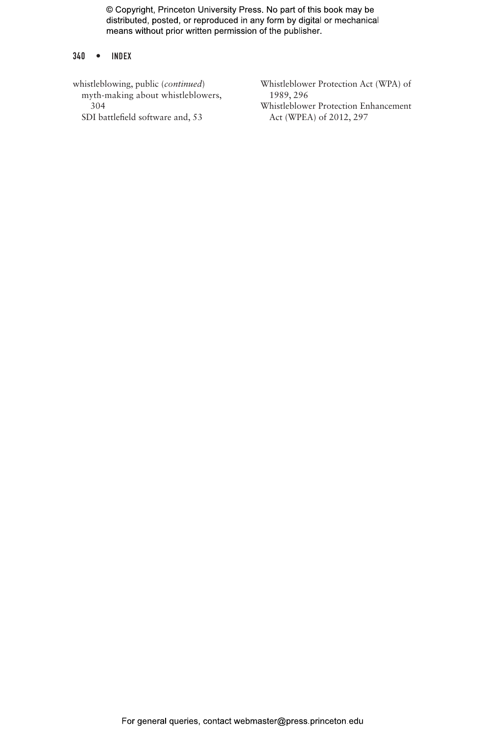whistleblowing, public (*continued*)
  myth-making about whistleblowers, 304
  SDI battlefield software and, 53

Whistleblower Protection Act (WPA) of 1989, 296
Whistleblower Protection Enhancement Act (WPEA) of 2012, 297